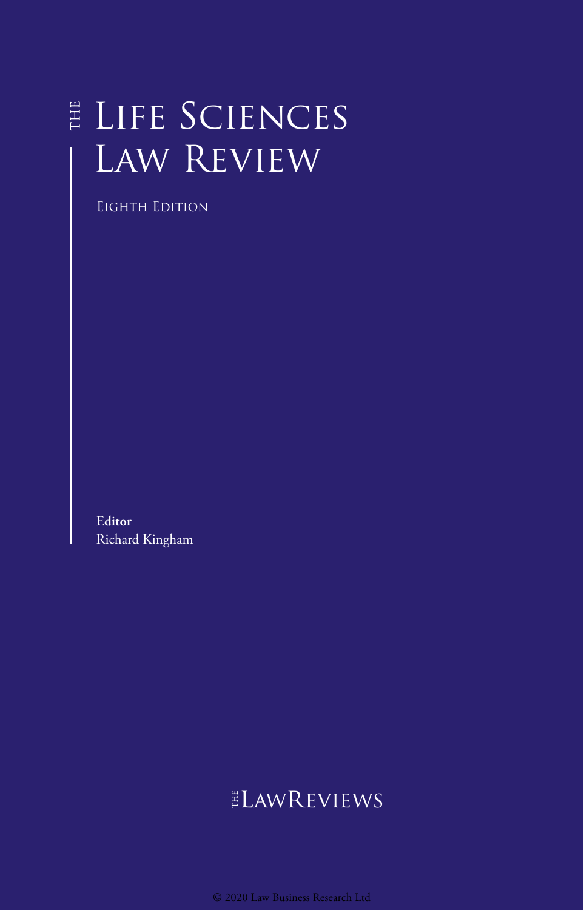# THE LIFE SCIENCES LAW REVIEW

EIGHTH EDITION

**Editor**
Richard Kingham

THE LAWREVIEWS

© 2020 Law Business Research Ltd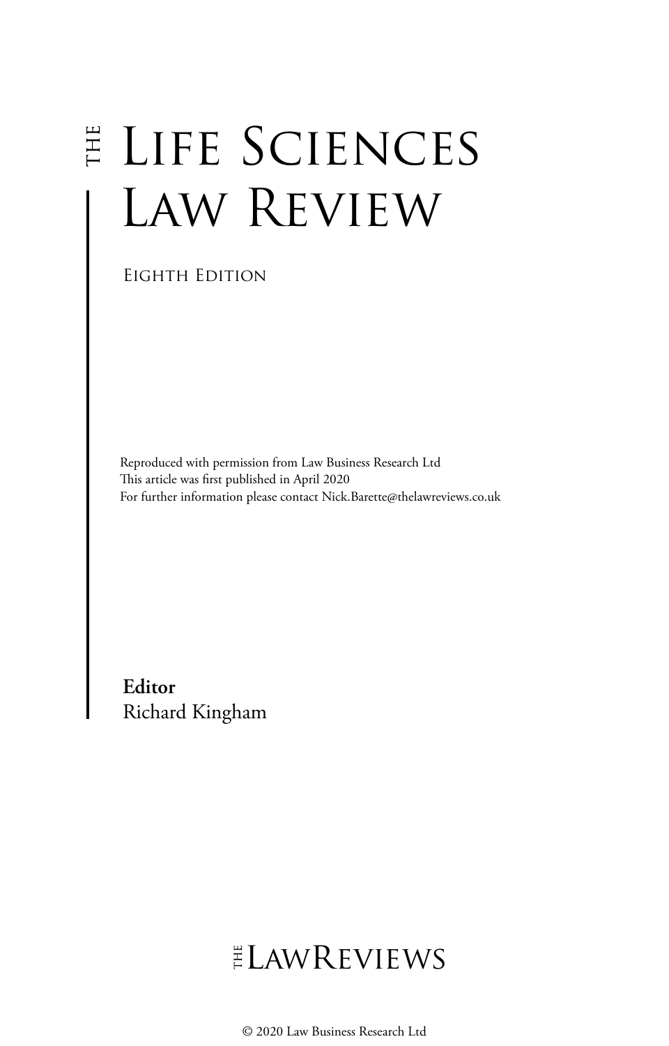# THE LIFE SCIENCES LAW REVIEW

Eighth Edition

Reproduced with permission from Law Business Research Ltd
This article was first published in April 2020
For further information please contact Nick.Barette@thelawreviews.co.uk

**Editor**
Richard Kingham

THE LAWREVIEWS

© 2020 Law Business Research Ltd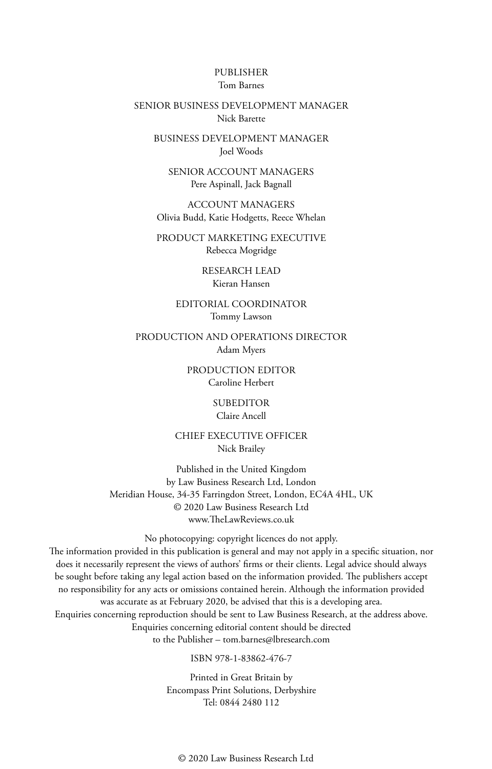PUBLISHER
Tom Barnes

SENIOR BUSINESS DEVELOPMENT MANAGER
Nick Barette

BUSINESS DEVELOPMENT MANAGER
Joel Woods

SENIOR ACCOUNT MANAGERS
Pere Aspinall, Jack Bagnall

ACCOUNT MANAGERS
Olivia Budd, Katie Hodgetts, Reece Whelan

PRODUCT MARKETING EXECUTIVE
Rebecca Mogridge

RESEARCH LEAD
Kieran Hansen

EDITORIAL COORDINATOR
Tommy Lawson

PRODUCTION AND OPERATIONS DIRECTOR
Adam Myers

PRODUCTION EDITOR
Caroline Herbert

SUBEDITOR
Claire Ancell

CHIEF EXECUTIVE OFFICER
Nick Brailey

Published in the United Kingdom
by Law Business Research Ltd, London
Meridian House, 34-35 Farringdon Street, London, EC4A 4HL, UK
© 2020 Law Business Research Ltd
www.TheLawReviews.co.uk

No photocopying: copyright licences do not apply.
The information provided in this publication is general and may not apply in a specific situation, nor does it necessarily represent the views of authors' firms or their clients. Legal advice should always be sought before taking any legal action based on the information provided. The publishers accept no responsibility for any acts or omissions contained herein. Although the information provided was accurate as at February 2020, be advised that this is a developing area.
Enquiries concerning reproduction should be sent to Law Business Research, at the address above.
Enquiries concerning editorial content should be directed
to the Publisher – tom.barnes@lbresearch.com

ISBN 978-1-83862-476-7

Printed in Great Britain by
Encompass Print Solutions, Derbyshire
Tel: 0844 2480 112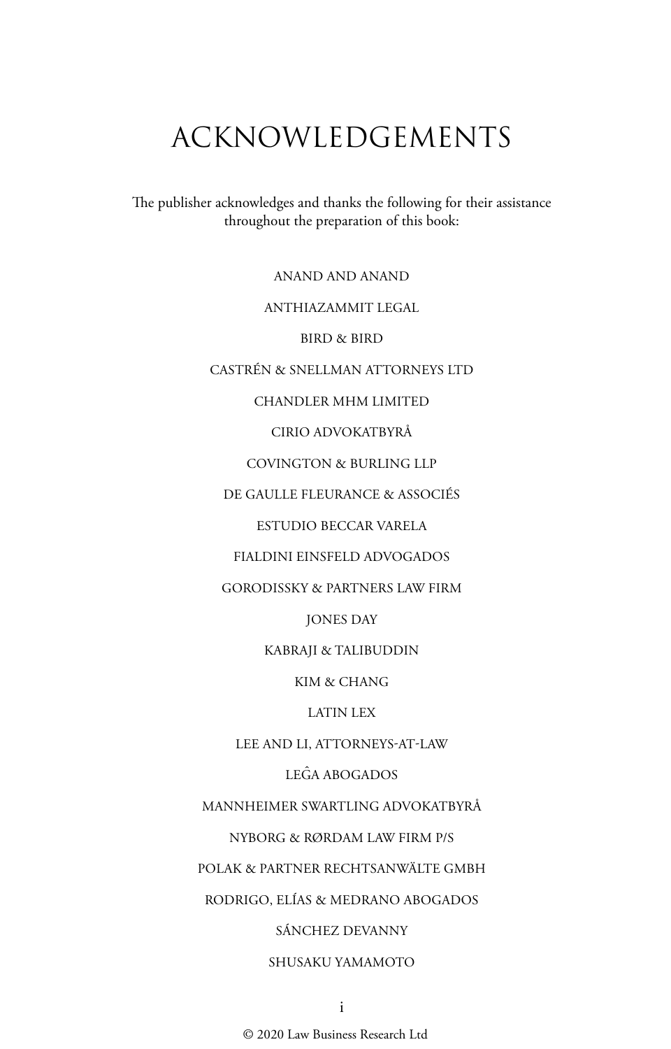# ACKNOWLEDGEMENTS

The publisher acknowledges and thanks the following for their assistance throughout the preparation of this book:

ANAND AND ANAND

ANTHIAZAMMIT LEGAL

BIRD & BIRD

CASTRÉN & SNELLMAN ATTORNEYS LTD

CHANDLER MHM LIMITED

CIRIO ADVOKATBYRÅ

COVINGTON & BURLING LLP

DE GAULLE FLEURANCE & ASSOCIÉS

ESTUDIO BECCAR VARELA

FIALDINI EINSFELD ADVOGADOS

GORODISSKY & PARTNERS LAW FIRM

JONES DAY

KABRAJI & TALIBUDDIN

KIM & CHANG

LATIN LEX

LEE AND LI, ATTORNEYS-AT-LAW

LEĜA ABOGADOS

MANNHEIMER SWARTLING ADVOKATBYRÅ

NYBORG & RØRDAM LAW FIRM P/S

POLAK & PARTNER RECHTSANWÄLTE GMBH

RODRIGO, ELÍAS & MEDRANO ABOGADOS

SÁNCHEZ DEVANNY

SHUSAKU YAMAMOTO

© 2020 Law Business Research Ltd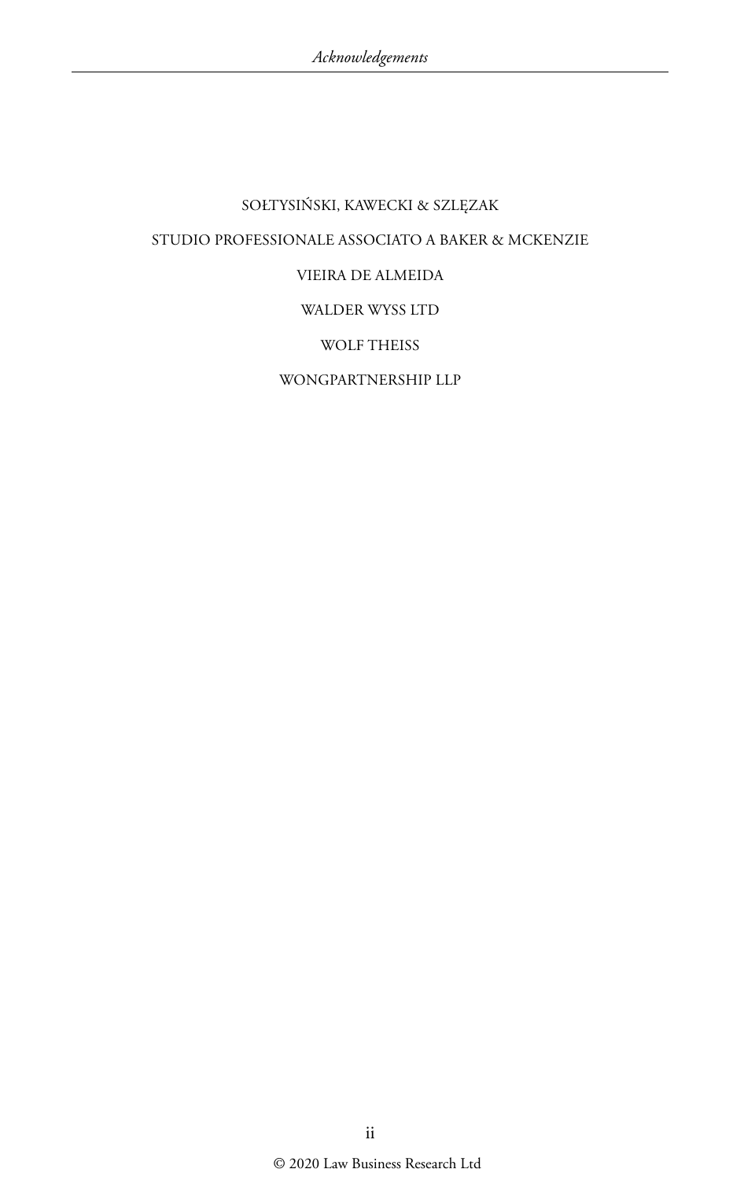SOŁTYSIŃSKI, KAWECKI & SZLĘZAK

STUDIO PROFESSIONALE ASSOCIATO A BAKER & MCKENZIE

VIEIRA DE ALMEIDA

WALDER WYSS LTD

WOLF THEISS

WONGPARTNERSHIP LLP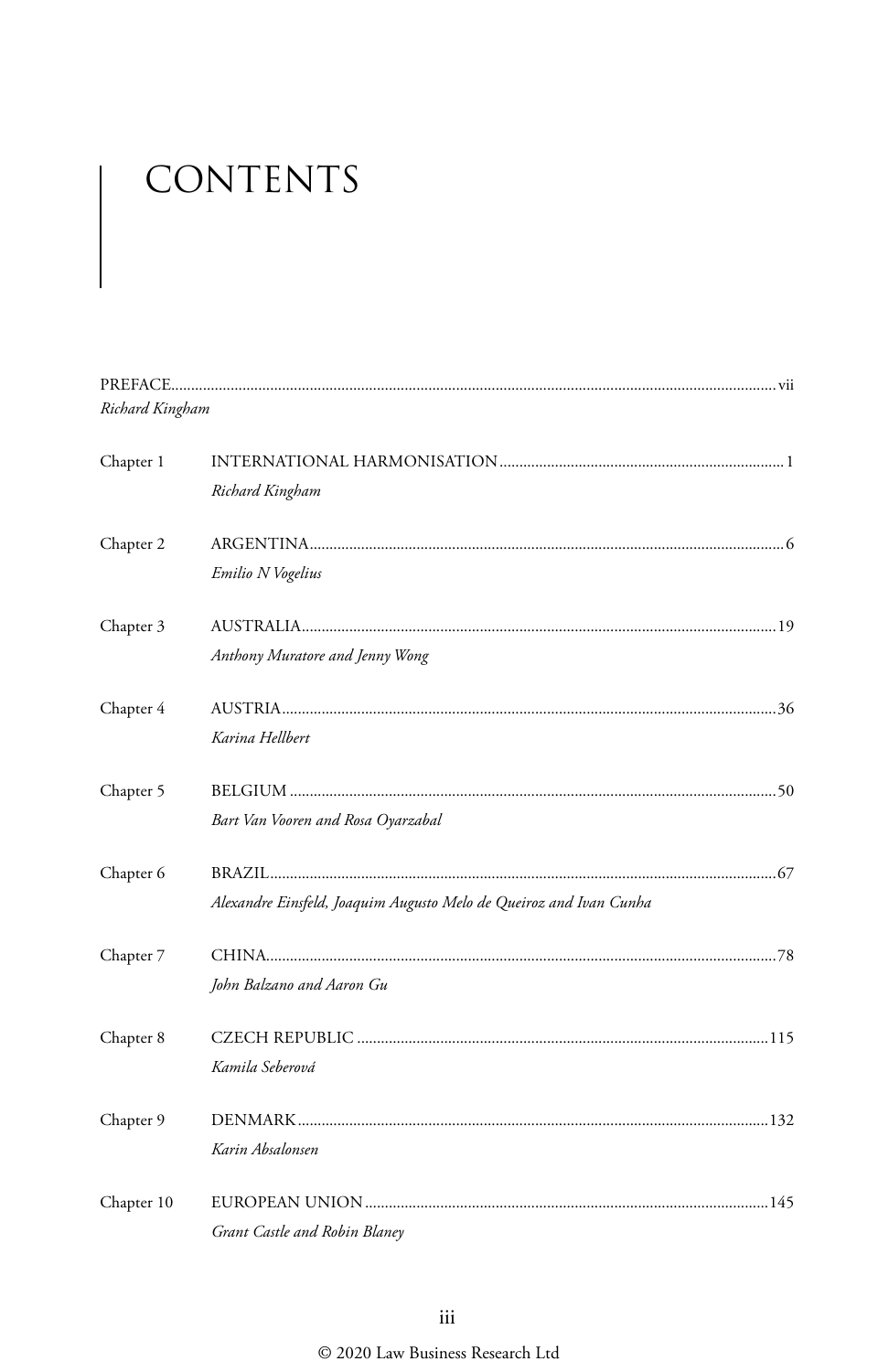# CONTENTS

PREFACE ........................................................................................................................ vii
*Richard Kingham*

Chapter 1 INTERNATIONAL HARMONISATION ........................................................ 1
*Richard Kingham*

Chapter 2 ARGENTINA ........................................................................................................ 6
*Emilio N Vogelius*

Chapter 3 AUSTRALIA ........................................................................................................ 19
*Anthony Muratore and Jenny Wong*

Chapter 4 AUSTRIA ............................................................................................................ 36
*Karina Hellbert*

Chapter 5 BELGIUM .......................................................................................................... 50
*Bart Van Vooren and Rosa Oyarzabal*

Chapter 6 BRAZIL ................................................................................................................ 67
*Alexandre Einsfeld, Joaquim Augusto Melo de Queiroz and Ivan Cunha*

Chapter 7 CHINA ................................................................................................................ 78
*John Balzano and Aaron Gu*

Chapter 8 CZECH REPUBLIC ........................................................................................ 115
*Kamila Seberová*

Chapter 9 DENMARK ...................................................................................................... 132
*Karin Absalonsen*

Chapter 10 EUROPEAN UNION .................................................................................... 145
*Grant Castle and Robin Blaney*

© 2020 Law Business Research Ltd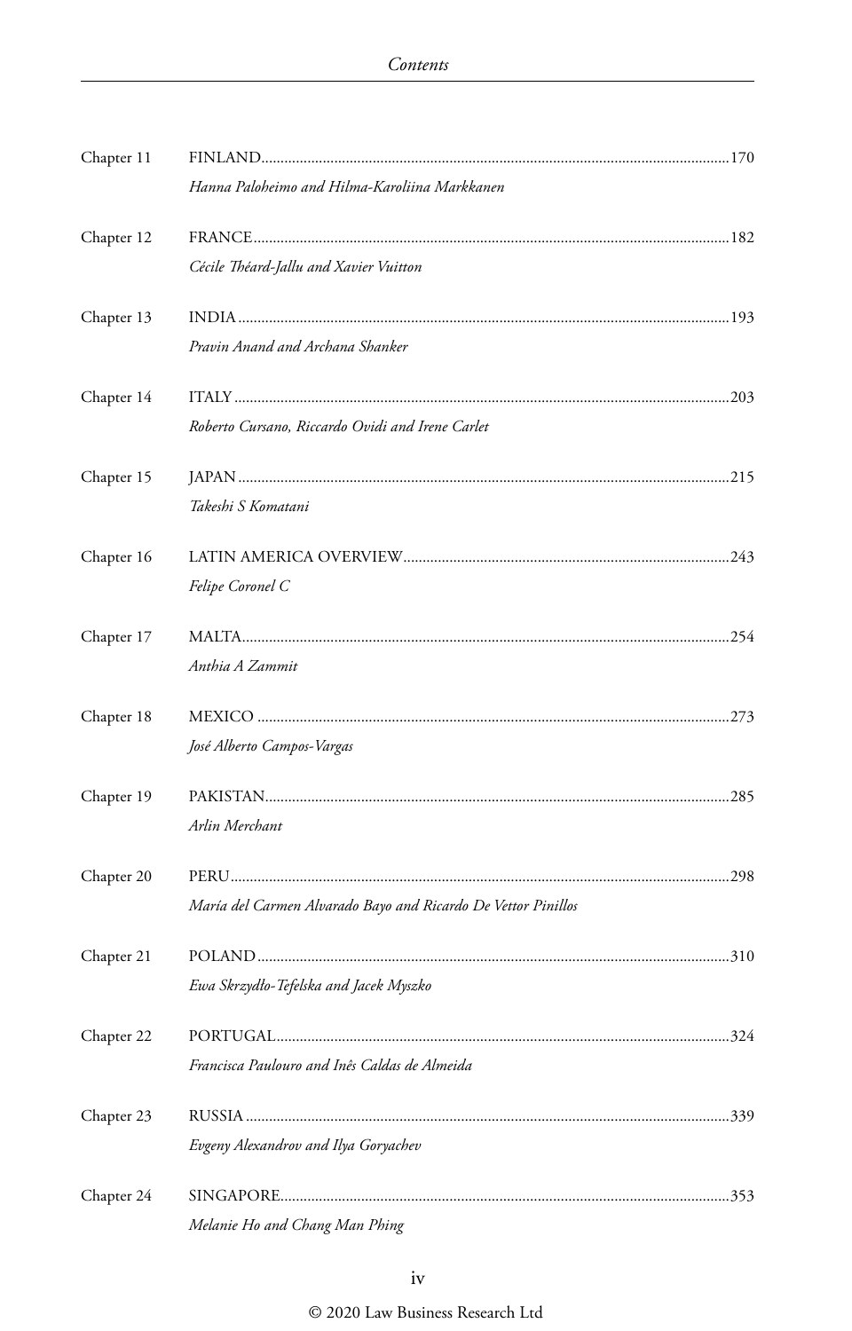Chapter 11 FINLAND ... 170
*Hanna Paloheimo and Hilma-Karoliina Markkanen*

Chapter 12 FRANCE ... 182
*Cécile Théard-Jallu and Xavier Vuitton*

Chapter 13 INDIA ... 193
*Pravin Anand and Archana Shanker*

Chapter 14 ITALY ... 203
*Roberto Cursano, Riccardo Ovidi and Irene Carlet*

Chapter 15 JAPAN ... 215
*Takeshi S Komatani*

Chapter 16 LATIN AMERICA OVERVIEW ... 243
*Felipe Coronel C*

Chapter 17 MALTA ... 254
*Anthia A Zammit*

Chapter 18 MEXICO ... 273
*José Alberto Campos-Vargas*

Chapter 19 PAKISTAN ... 285
*Arlin Merchant*

Chapter 20 PERU ... 298
*María del Carmen Alvarado Bayo and Ricardo De Vettor Pinillos*

Chapter 21 POLAND ... 310
*Ewa Skrzydło-Tefelska and Jacek Myszko*

Chapter 22 PORTUGAL ... 324
*Francisca Paulouro and Inês Caldas de Almeida*

Chapter 23 RUSSIA ... 339
*Evgeny Alexandrov and Ilya Goryachev*

Chapter 24 SINGAPORE ... 353
*Melanie Ho and Chang Man Phing*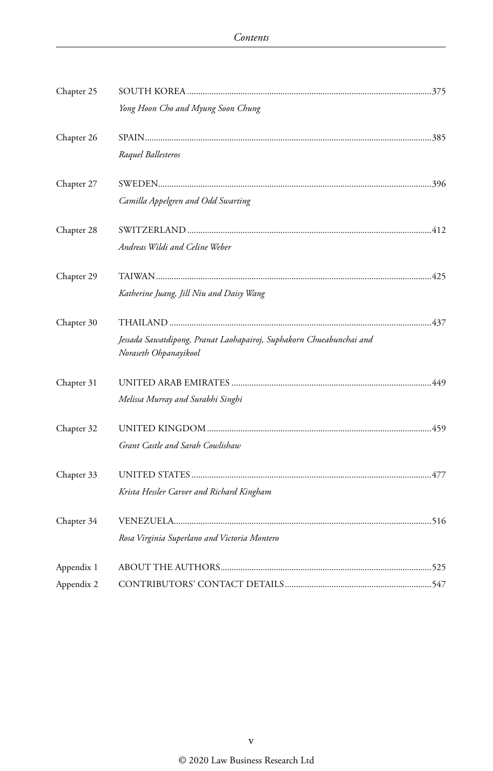Chapter 25 SOUTH KOREA ............................................................ 375
*Yong Hoon Cho and Myung Soon Chung*

Chapter 26 SPAIN ............................................................ 385
*Raquel Ballesteros*

Chapter 27 SWEDEN ............................................................ 396
*Camilla Appelgren and Odd Swarting*

Chapter 28 SWITZERLAND ............................................................ 412
*Andreas Wildi and Celine Weber*

Chapter 29 TAIWAN ............................................................ 425
*Katherine Juang, Jill Niu and Daisy Wang*

Chapter 30 THAILAND ............................................................ 437
*Jessada Sawatdipong, Pranat Laohapairoj, Suphakorn Chueabunchai and Noraseth Ohpanayikool*

Chapter 31 UNITED ARAB EMIRATES ............................................................ 449
*Melissa Murray and Surabhi Singhi*

Chapter 32 UNITED KINGDOM ............................................................ 459
*Grant Castle and Sarah Cowlishaw*

Chapter 33 UNITED STATES ............................................................ 477
*Krista Hessler Carver and Richard Kingham*

Chapter 34 VENEZUELA ............................................................ 516
*Rosa Virginia Superlano and Victoria Montero*

Appendix 1 ABOUT THE AUTHORS ............................................................ 525

Appendix 2 CONTRIBUTORS' CONTACT DETAILS ............................................................ 547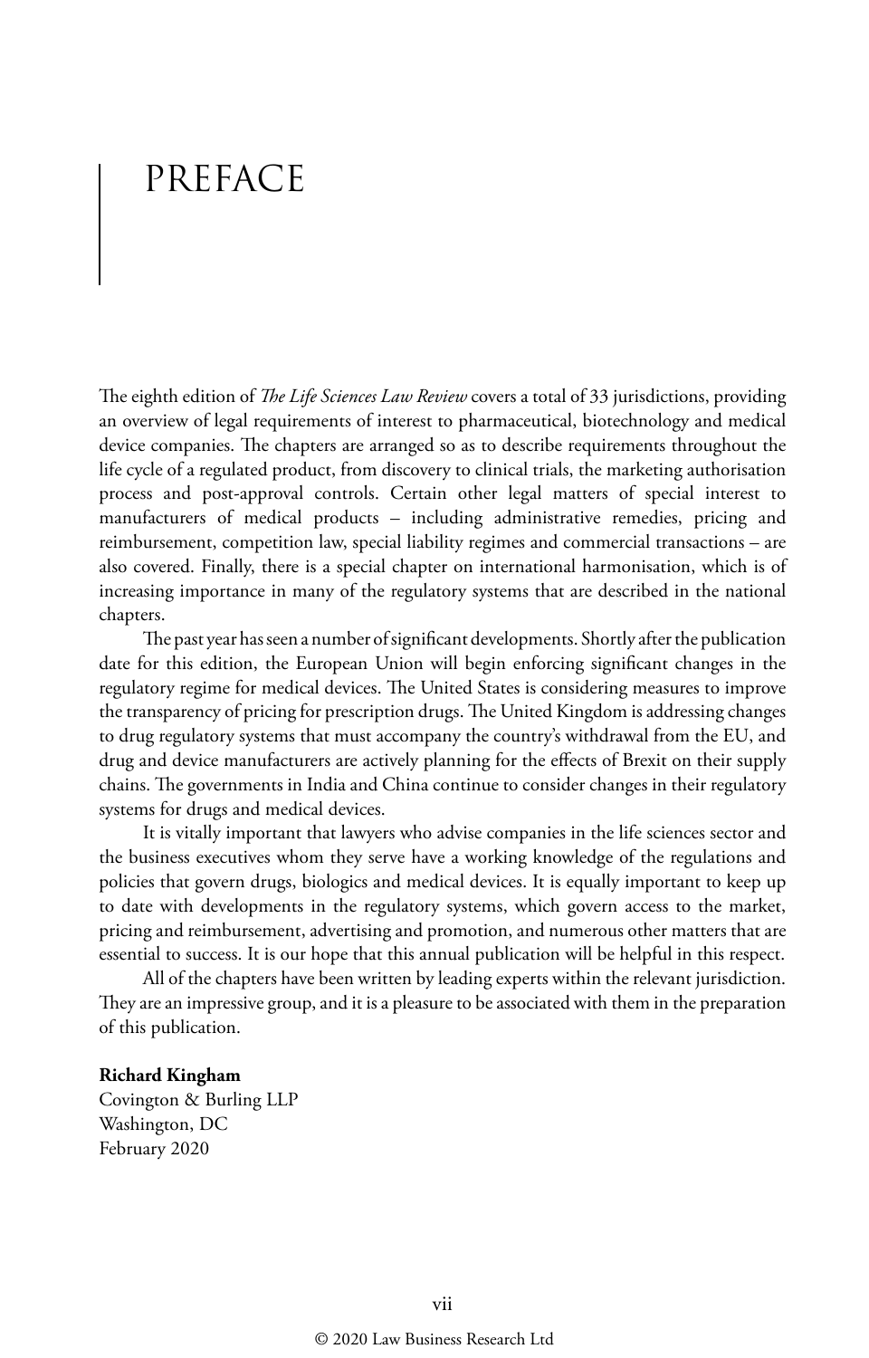# PREFACE

The eighth edition of *The Life Sciences Law Review* covers a total of 33 jurisdictions, providing an overview of legal requirements of interest to pharmaceutical, biotechnology and medical device companies. The chapters are arranged so as to describe requirements throughout the life cycle of a regulated product, from discovery to clinical trials, the marketing authorisation process and post-approval controls. Certain other legal matters of special interest to manufacturers of medical products – including administrative remedies, pricing and reimbursement, competition law, special liability regimes and commercial transactions – are also covered. Finally, there is a special chapter on international harmonisation, which is of increasing importance in many of the regulatory systems that are described in the national chapters.

The past year has seen a number of significant developments. Shortly after the publication date for this edition, the European Union will begin enforcing significant changes in the regulatory regime for medical devices. The United States is considering measures to improve the transparency of pricing for prescription drugs. The United Kingdom is addressing changes to drug regulatory systems that must accompany the country's withdrawal from the EU, and drug and device manufacturers are actively planning for the effects of Brexit on their supply chains. The governments in India and China continue to consider changes in their regulatory systems for drugs and medical devices.

It is vitally important that lawyers who advise companies in the life sciences sector and the business executives whom they serve have a working knowledge of the regulations and policies that govern drugs, biologics and medical devices. It is equally important to keep up to date with developments in the regulatory systems, which govern access to the market, pricing and reimbursement, advertising and promotion, and numerous other matters that are essential to success. It is our hope that this annual publication will be helpful in this respect.

All of the chapters have been written by leading experts within the relevant jurisdiction. They are an impressive group, and it is a pleasure to be associated with them in the preparation of this publication.

**Richard Kingham**
Covington & Burling LLP
Washington, DC
February 2020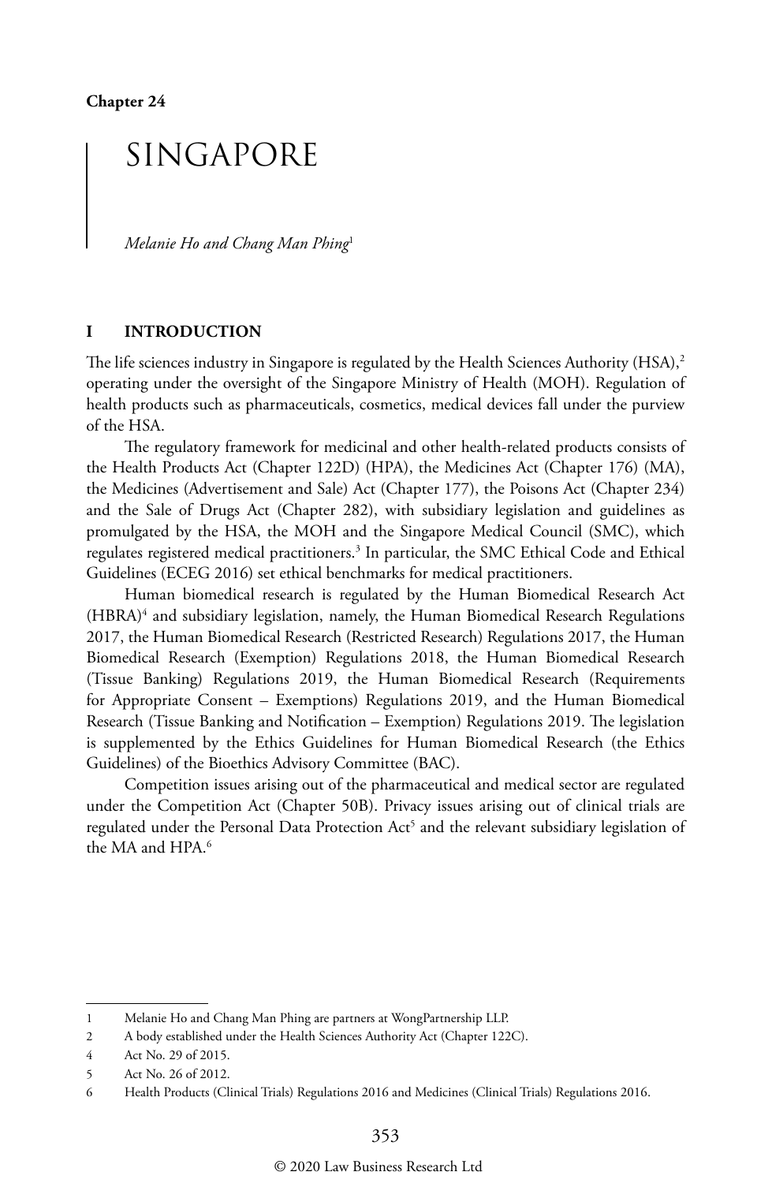Chapter 24

# SINGAPORE

*Melanie Ho and Chang Man Phing*[1]

## I INTRODUCTION

The life sciences industry in Singapore is regulated by the Health Sciences Authority (HSA),[2] operating under the oversight of the Singapore Ministry of Health (MOH). Regulation of health products such as pharmaceuticals, cosmetics, medical devices fall under the purview of the HSA.

The regulatory framework for medicinal and other health-related products consists of the Health Products Act (Chapter 122D) (HPA), the Medicines Act (Chapter 176) (MA), the Medicines (Advertisement and Sale) Act (Chapter 177), the Poisons Act (Chapter 234) and the Sale of Drugs Act (Chapter 282), with subsidiary legislation and guidelines as promulgated by the HSA, the MOH and the Singapore Medical Council (SMC), which regulates registered medical practitioners.[3] In particular, the SMC Ethical Code and Ethical Guidelines (ECEG 2016) set ethical benchmarks for medical practitioners.

Human biomedical research is regulated by the Human Biomedical Research Act (HBRA)[4] and subsidiary legislation, namely, the Human Biomedical Research Regulations 2017, the Human Biomedical Research (Restricted Research) Regulations 2017, the Human Biomedical Research (Exemption) Regulations 2018, the Human Biomedical Research (Tissue Banking) Regulations 2019, the Human Biomedical Research (Requirements for Appropriate Consent – Exemptions) Regulations 2019, and the Human Biomedical Research (Tissue Banking and Notification – Exemption) Regulations 2019. The legislation is supplemented by the Ethics Guidelines for Human Biomedical Research (the Ethics Guidelines) of the Bioethics Advisory Committee (BAC).

Competition issues arising out of the pharmaceutical and medical sector are regulated under the Competition Act (Chapter 50B). Privacy issues arising out of clinical trials are regulated under the Personal Data Protection Act[5] and the relevant subsidiary legislation of the MA and HPA.[6]

---

1 Melanie Ho and Chang Man Phing are partners at WongPartnership LLP.

2 A body established under the Health Sciences Authority Act (Chapter 122C).

4 Act No. 29 of 2015.

5 Act No. 26 of 2012.

6 Health Products (Clinical Trials) Regulations 2016 and Medicines (Clinical Trials) Regulations 2016.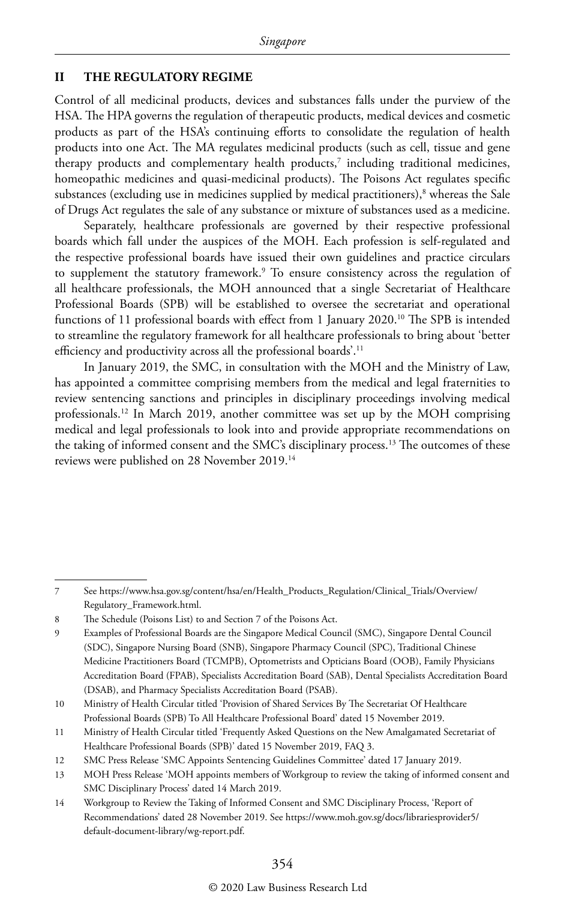## II THE REGULATORY REGIME

Control of all medicinal products, devices and substances falls under the purview of the HSA. The HPA governs the regulation of therapeutic products, medical devices and cosmetic products as part of the HSA's continuing efforts to consolidate the regulation of health products into one Act. The MA regulates medicinal products (such as cell, tissue and gene therapy products and complementary health products,[7] including traditional medicines, homeopathic medicines and quasi-medicinal products). The Poisons Act regulates specific substances (excluding use in medicines supplied by medical practitioners),[8] whereas the Sale of Drugs Act regulates the sale of any substance or mixture of substances used as a medicine.

Separately, healthcare professionals are governed by their respective professional boards which fall under the auspices of the MOH. Each profession is self-regulated and the respective professional boards have issued their own guidelines and practice circulars to supplement the statutory framework.[9] To ensure consistency across the regulation of all healthcare professionals, the MOH announced that a single Secretariat of Healthcare Professional Boards (SPB) will be established to oversee the secretariat and operational functions of 11 professional boards with effect from 1 January 2020.[10] The SPB is intended to streamline the regulatory framework for all healthcare professionals to bring about 'better efficiency and productivity across all the professional boards'.[11]

In January 2019, the SMC, in consultation with the MOH and the Ministry of Law, has appointed a committee comprising members from the medical and legal fraternities to review sentencing sanctions and principles in disciplinary proceedings involving medical professionals.[12] In March 2019, another committee was set up by the MOH comprising medical and legal professionals to look into and provide appropriate recommendations on the taking of informed consent and the SMC's disciplinary process.[13] The outcomes of these reviews were published on 28 November 2019.[14]

---

7 See https://www.hsa.gov.sg/content/hsa/en/Health_Products_Regulation/Clinical_Trials/Overview/Regulatory_Framework.html.

8 The Schedule (Poisons List) to and Section 7 of the Poisons Act.

9 Examples of Professional Boards are the Singapore Medical Council (SMC), Singapore Dental Council (SDC), Singapore Nursing Board (SNB), Singapore Pharmacy Council (SPC), Traditional Chinese Medicine Practitioners Board (TCMPB), Optometrists and Opticians Board (OOB), Family Physicians Accreditation Board (FPAB), Specialists Accreditation Board (SAB), Dental Specialists Accreditation Board (DSAB), and Pharmacy Specialists Accreditation Board (PSAB).

10 Ministry of Health Circular titled 'Provision of Shared Services By The Secretariat Of Healthcare Professional Boards (SPB) To All Healthcare Professional Board' dated 15 November 2019.

11 Ministry of Health Circular titled 'Frequently Asked Questions on the New Amalgamated Secretariat of Healthcare Professional Boards (SPB)' dated 15 November 2019, FAQ 3.

12 SMC Press Release 'SMC Appoints Sentencing Guidelines Committee' dated 17 January 2019.

13 MOH Press Release 'MOH appoints members of Workgroup to review the taking of informed consent and SMC Disciplinary Process' dated 14 March 2019.

14 Workgroup to Review the Taking of Informed Consent and SMC Disciplinary Process, 'Report of Recommendations' dated 28 November 2019. See https://www.moh.gov.sg/docs/librariesprovider5/default-document-library/wg-report.pdf.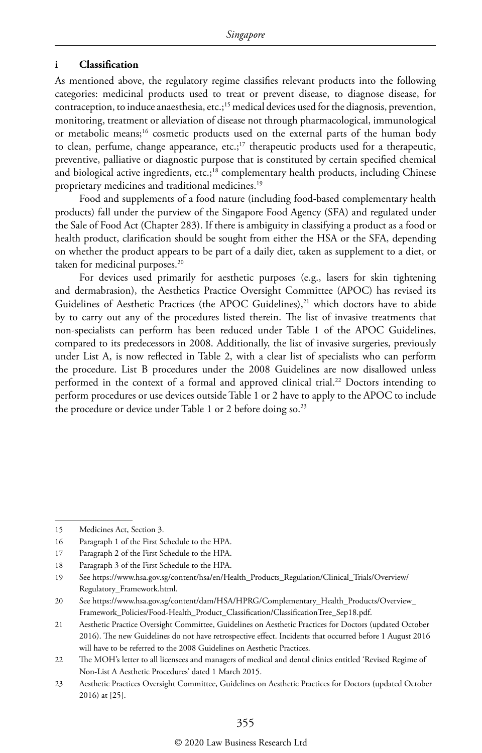### i Classification

As mentioned above, the regulatory regime classifies relevant products into the following categories: medicinal products used to treat or prevent disease, to diagnose disease, for contraception, to induce anaesthesia, etc.;[15] medical devices used for the diagnosis, prevention, monitoring, treatment or alleviation of disease not through pharmacological, immunological or metabolic means;[16] cosmetic products used on the external parts of the human body to clean, perfume, change appearance, etc.;[17] therapeutic products used for a therapeutic, preventive, palliative or diagnostic purpose that is constituted by certain specified chemical and biological active ingredients, etc.;[18] complementary health products, including Chinese proprietary medicines and traditional medicines.[19]

Food and supplements of a food nature (including food-based complementary health products) fall under the purview of the Singapore Food Agency (SFA) and regulated under the Sale of Food Act (Chapter 283). If there is ambiguity in classifying a product as a food or health product, clarification should be sought from either the HSA or the SFA, depending on whether the product appears to be part of a daily diet, taken as supplement to a diet, or taken for medicinal purposes.[20]

For devices used primarily for aesthetic purposes (e.g., lasers for skin tightening and dermabrasion), the Aesthetics Practice Oversight Committee (APOC) has revised its Guidelines of Aesthetic Practices (the APOC Guidelines),[21] which doctors have to abide by to carry out any of the procedures listed therein. The list of invasive treatments that non-specialists can perform has been reduced under Table 1 of the APOC Guidelines, compared to its predecessors in 2008. Additionally, the list of invasive surgeries, previously under List A, is now reflected in Table 2, with a clear list of specialists who can perform the procedure. List B procedures under the 2008 Guidelines are now disallowed unless performed in the context of a formal and approved clinical trial.[22] Doctors intending to perform procedures or use devices outside Table 1 or 2 have to apply to the APOC to include the procedure or device under Table 1 or 2 before doing so.[23]

---

15 Medicines Act, Section 3.

16 Paragraph 1 of the First Schedule to the HPA.

17 Paragraph 2 of the First Schedule to the HPA.

18 Paragraph 3 of the First Schedule to the HPA.

19 See https://www.hsa.gov.sg/content/hsa/en/Health_Products_Regulation/Clinical_Trials/Overview/Regulatory_Framework.html.

20 See https://www.hsa.gov.sg/content/dam/HSA/HPRG/Complementary_Health_Products/Overview_Framework_Policies/Food-Health_Product_Classification/ClassificationTree_Sep18.pdf.

21 Aesthetic Practice Oversight Committee, Guidelines on Aesthetic Practices for Doctors (updated October 2016). The new Guidelines do not have retrospective effect. Incidents that occurred before 1 August 2016 will have to be referred to the 2008 Guidelines on Aesthetic Practices.

22 The MOH's letter to all licensees and managers of medical and dental clinics entitled 'Revised Regime of Non-List A Aesthetic Procedures' dated 1 March 2015.

23 Aesthetic Practices Oversight Committee, Guidelines on Aesthetic Practices for Doctors (updated October 2016) at [25].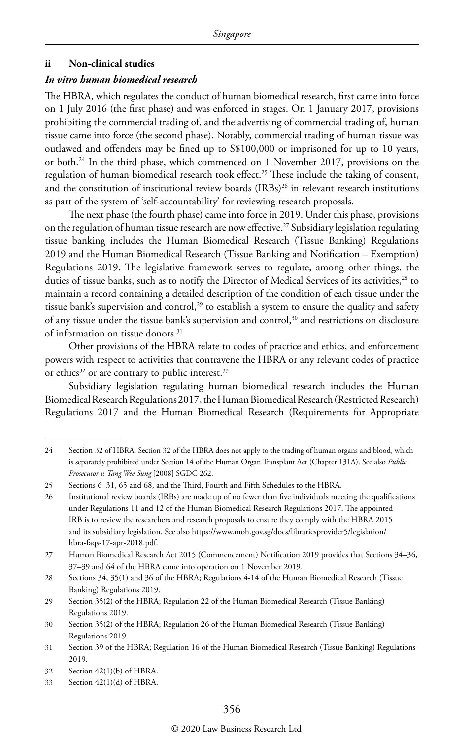### ii Non-clinical studies

***In vitro human biomedical research***

The HBRA, which regulates the conduct of human biomedical research, first came into force on 1 July 2016 (the first phase) and was enforced in stages. On 1 January 2017, provisions prohibiting the commercial trading of, and the advertising of commercial trading of, human tissue came into force (the second phase). Notably, commercial trading of human tissue was outlawed and offenders may be fined up to S$100,000 or imprisoned for up to 10 years, or both.[24] In the third phase, which commenced on 1 November 2017, provisions on the regulation of human biomedical research took effect.[25] These include the taking of consent, and the constitution of institutional review boards (IRBs)[26] in relevant research institutions as part of the system of 'self-accountability' for reviewing research proposals.

The next phase (the fourth phase) came into force in 2019. Under this phase, provisions on the regulation of human tissue research are now effective.[27] Subsidiary legislation regulating tissue banking includes the Human Biomedical Research (Tissue Banking) Regulations 2019 and the Human Biomedical Research (Tissue Banking and Notification – Exemption) Regulations 2019. The legislative framework serves to regulate, among other things, the duties of tissue banks, such as to notify the Director of Medical Services of its activities,[28] to maintain a record containing a detailed description of the condition of each tissue under the tissue bank's supervision and control,[29] to establish a system to ensure the quality and safety of any tissue under the tissue bank's supervision and control,[30] and restrictions on disclosure of information on tissue donors.[31]

Other provisions of the HBRA relate to codes of practice and ethics, and enforcement powers with respect to activities that contravene the HBRA or any relevant codes of practice or ethics[32] or are contrary to public interest.[33]

Subsidiary legislation regulating human biomedical research includes the Human Biomedical Research Regulations 2017, the Human Biomedical Research (Restricted Research) Regulations 2017 and the Human Biomedical Research (Requirements for Appropriate

---

24 Section 32 of HBRA. Section 32 of the HBRA does not apply to the trading of human organs and blood, which is separately prohibited under Section 14 of the Human Organ Transplant Act (Chapter 131A). See also *Public Prosecutor v. Tang Wee Sung* [2008] SGDC 262.

25 Sections 6–31, 65 and 68, and the Third, Fourth and Fifth Schedules to the HBRA.

26 Institutional review boards (IRBs) are made up of no fewer than five individuals meeting the qualifications under Regulations 11 and 12 of the Human Biomedical Research Regulations 2017. The appointed IRB is to review the researchers and research proposals to ensure they comply with the HBRA 2015 and its subsidiary legislation. See also https://www.moh.gov.sg/docs/librariesprovider5/legislation/hbra-faqs-17-apr-2018.pdf.

27 Human Biomedical Research Act 2015 (Commencement) Notification 2019 provides that Sections 34–36, 37–39 and 64 of the HBRA came into operation on 1 November 2019.

28 Sections 34, 35(1) and 36 of the HBRA; Regulations 4-14 of the Human Biomedical Research (Tissue Banking) Regulations 2019.

29 Section 35(2) of the HBRA; Regulation 22 of the Human Biomedical Research (Tissue Banking) Regulations 2019.

30 Section 35(2) of the HBRA; Regulation 26 of the Human Biomedical Research (Tissue Banking) Regulations 2019.

31 Section 39 of the HBRA; Regulation 16 of the Human Biomedical Research (Tissue Banking) Regulations 2019.

32 Section 42(1)(b) of HBRA.

33 Section 42(1)(d) of HBRA.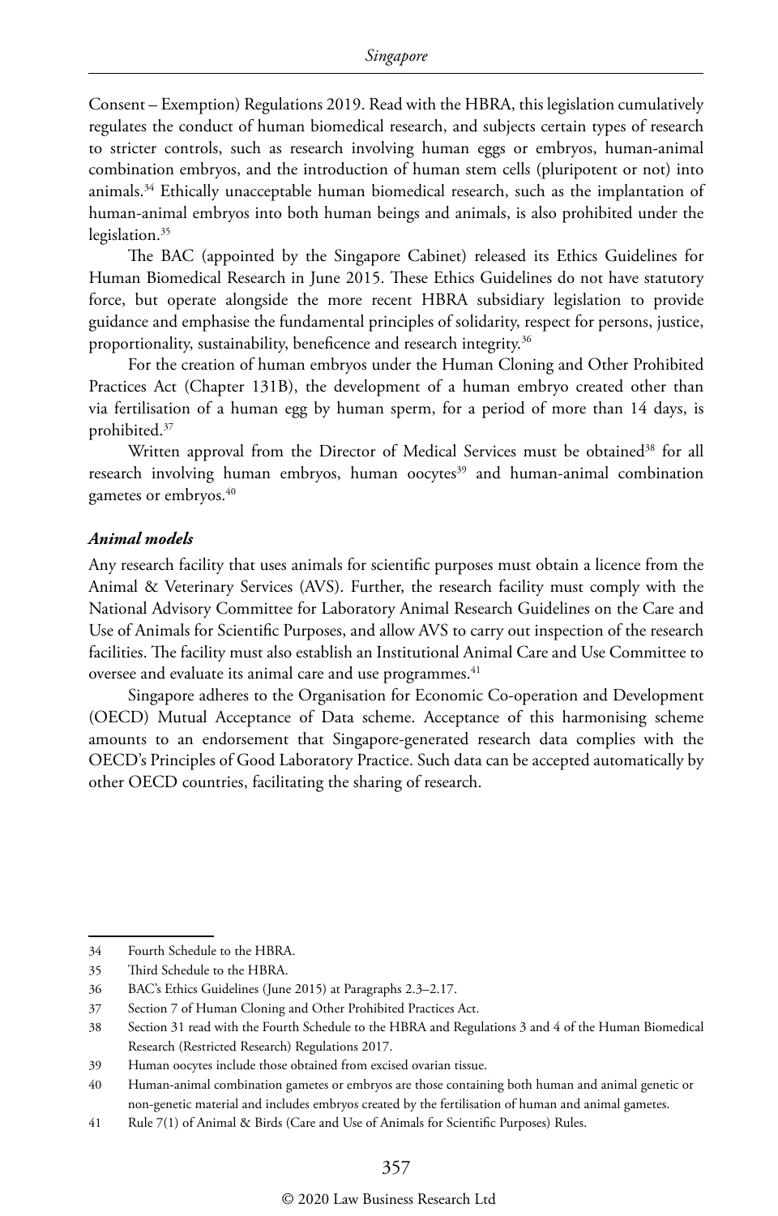Consent – Exemption) Regulations 2019. Read with the HBRA, this legislation cumulatively regulates the conduct of human biomedical research, and subjects certain types of research to stricter controls, such as research involving human eggs or embryos, human-animal combination embryos, and the introduction of human stem cells (pluripotent or not) into animals.[34] Ethically unacceptable human biomedical research, such as the implantation of human-animal embryos into both human beings and animals, is also prohibited under the legislation.[35]

The BAC (appointed by the Singapore Cabinet) released its Ethics Guidelines for Human Biomedical Research in June 2015. These Ethics Guidelines do not have statutory force, but operate alongside the more recent HBRA subsidiary legislation to provide guidance and emphasise the fundamental principles of solidarity, respect for persons, justice, proportionality, sustainability, beneficence and research integrity.[36]

For the creation of human embryos under the Human Cloning and Other Prohibited Practices Act (Chapter 131B), the development of a human embryo created other than via fertilisation of a human egg by human sperm, for a period of more than 14 days, is prohibited.[37]

Written approval from the Director of Medical Services must be obtained[38] for all research involving human embryos, human oocytes[39] and human-animal combination gametes or embryos.[40]

### *Animal models*

Any research facility that uses animals for scientific purposes must obtain a licence from the Animal & Veterinary Services (AVS). Further, the research facility must comply with the National Advisory Committee for Laboratory Animal Research Guidelines on the Care and Use of Animals for Scientific Purposes, and allow AVS to carry out inspection of the research facilities. The facility must also establish an Institutional Animal Care and Use Committee to oversee and evaluate its animal care and use programmes.[41]

Singapore adheres to the Organisation for Economic Co-operation and Development (OECD) Mutual Acceptance of Data scheme. Acceptance of this harmonising scheme amounts to an endorsement that Singapore-generated research data complies with the OECD's Principles of Good Laboratory Practice. Such data can be accepted automatically by other OECD countries, facilitating the sharing of research.

---

34 Fourth Schedule to the HBRA.

35 Third Schedule to the HBRA.

36 BAC's Ethics Guidelines (June 2015) at Paragraphs 2.3–2.17.

37 Section 7 of Human Cloning and Other Prohibited Practices Act.

38 Section 31 read with the Fourth Schedule to the HBRA and Regulations 3 and 4 of the Human Biomedical Research (Restricted Research) Regulations 2017.

39 Human oocytes include those obtained from excised ovarian tissue.

40 Human-animal combination gametes or embryos are those containing both human and animal genetic or non-genetic material and includes embryos created by the fertilisation of human and animal gametes.

41 Rule 7(1) of Animal & Birds (Care and Use of Animals for Scientific Purposes) Rules.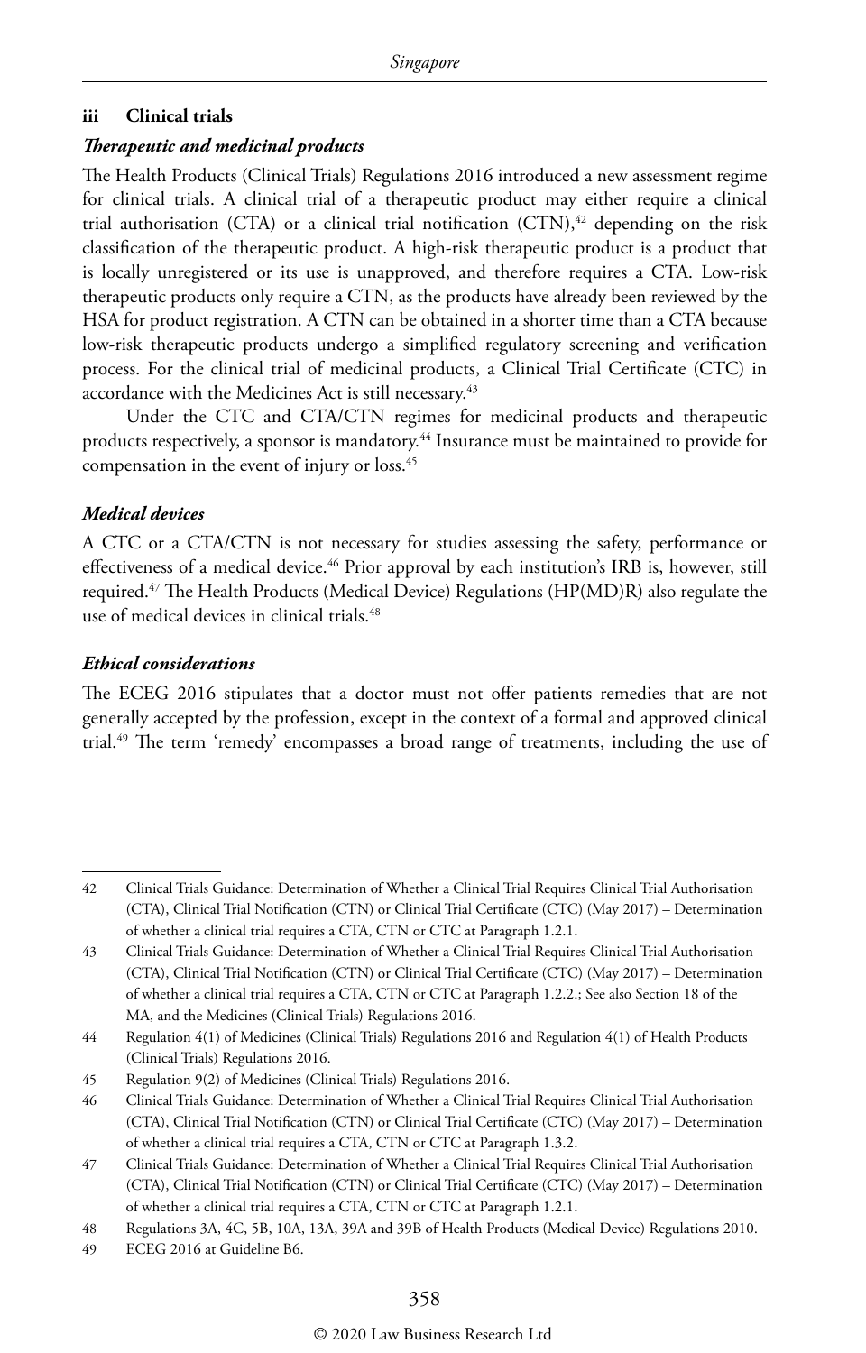### iii Clinical trials

#### *Therapeutic and medicinal products*

The Health Products (Clinical Trials) Regulations 2016 introduced a new assessment regime for clinical trials. A clinical trial of a therapeutic product may either require a clinical trial authorisation (CTA) or a clinical trial notification (CTN),[42] depending on the risk classification of the therapeutic product. A high-risk therapeutic product is a product that is locally unregistered or its use is unapproved, and therefore requires a CTA. Low-risk therapeutic products only require a CTN, as the products have already been reviewed by the HSA for product registration. A CTN can be obtained in a shorter time than a CTA because low-risk therapeutic products undergo a simplified regulatory screening and verification process. For the clinical trial of medicinal products, a Clinical Trial Certificate (CTC) in accordance with the Medicines Act is still necessary.[43]

Under the CTC and CTA/CTN regimes for medicinal products and therapeutic products respectively, a sponsor is mandatory.[44] Insurance must be maintained to provide for compensation in the event of injury or loss.[45]

#### *Medical devices*

A CTC or a CTA/CTN is not necessary for studies assessing the safety, performance or effectiveness of a medical device.[46] Prior approval by each institution's IRB is, however, still required.[47] The Health Products (Medical Device) Regulations (HP(MD)R) also regulate the use of medical devices in clinical trials.[48]

#### *Ethical considerations*

The ECEG 2016 stipulates that a doctor must not offer patients remedies that are not generally accepted by the profession, except in the context of a formal and approved clinical trial.[49] The term 'remedy' encompasses a broad range of treatments, including the use of

---

42 Clinical Trials Guidance: Determination of Whether a Clinical Trial Requires Clinical Trial Authorisation (CTA), Clinical Trial Notification (CTN) or Clinical Trial Certificate (CTC) (May 2017) – Determination of whether a clinical trial requires a CTA, CTN or CTC at Paragraph 1.2.1.

43 Clinical Trials Guidance: Determination of Whether a Clinical Trial Requires Clinical Trial Authorisation (CTA), Clinical Trial Notification (CTN) or Clinical Trial Certificate (CTC) (May 2017) – Determination of whether a clinical trial requires a CTA, CTN or CTC at Paragraph 1.2.2.; See also Section 18 of the MA, and the Medicines (Clinical Trials) Regulations 2016.

44 Regulation 4(1) of Medicines (Clinical Trials) Regulations 2016 and Regulation 4(1) of Health Products (Clinical Trials) Regulations 2016.

45 Regulation 9(2) of Medicines (Clinical Trials) Regulations 2016.

46 Clinical Trials Guidance: Determination of Whether a Clinical Trial Requires Clinical Trial Authorisation (CTA), Clinical Trial Notification (CTN) or Clinical Trial Certificate (CTC) (May 2017) – Determination of whether a clinical trial requires a CTA, CTN or CTC at Paragraph 1.3.2.

47 Clinical Trials Guidance: Determination of Whether a Clinical Trial Requires Clinical Trial Authorisation (CTA), Clinical Trial Notification (CTN) or Clinical Trial Certificate (CTC) (May 2017) – Determination of whether a clinical trial requires a CTA, CTN or CTC at Paragraph 1.2.1.

48 Regulations 3A, 4C, 5B, 10A, 13A, 39A and 39B of Health Products (Medical Device) Regulations 2010.

49 ECEG 2016 at Guideline B6.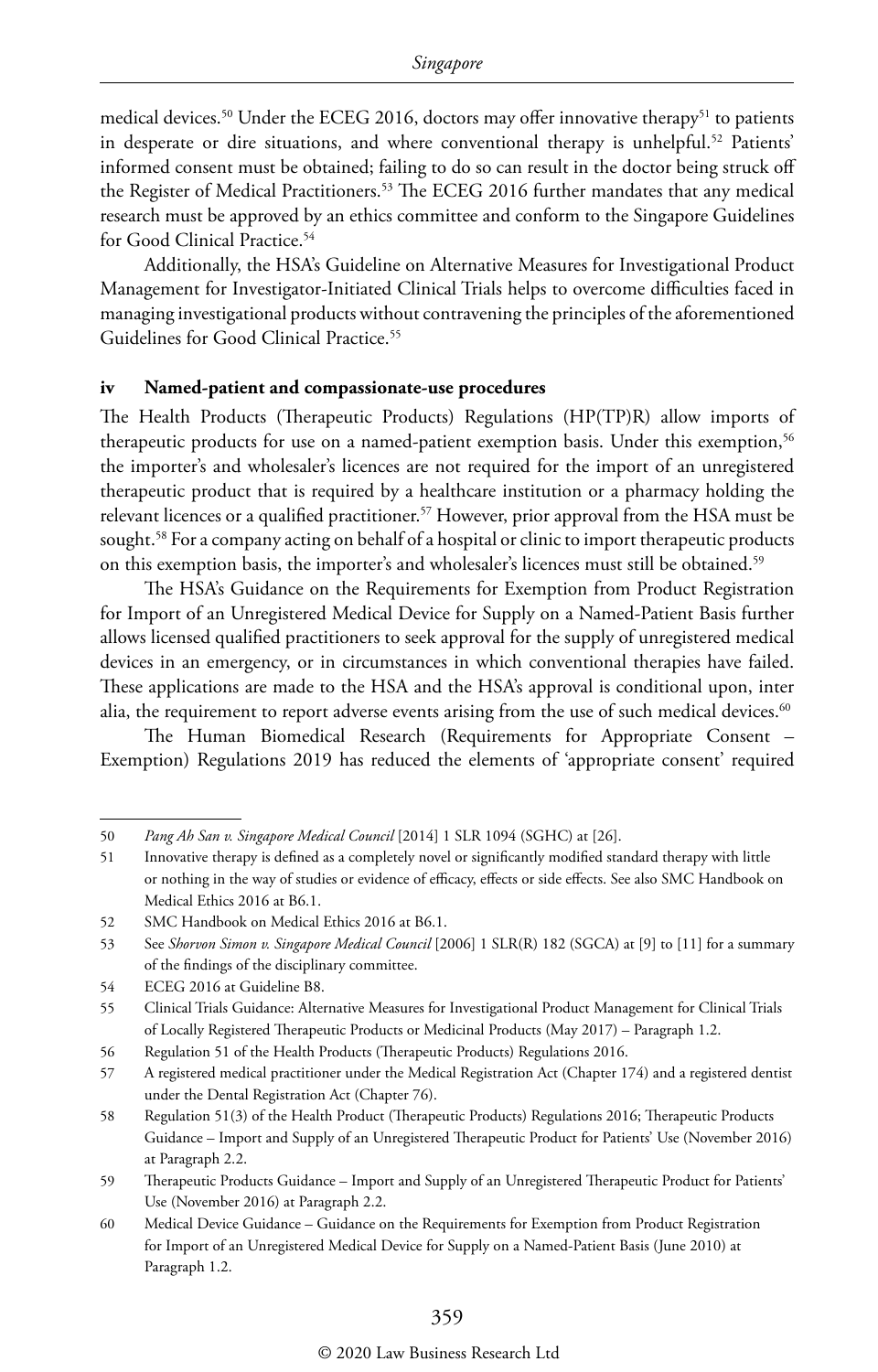medical devices.[50] Under the ECEG 2016, doctors may offer innovative therapy[51] to patients in desperate or dire situations, and where conventional therapy is unhelpful.[52] Patients' informed consent must be obtained; failing to do so can result in the doctor being struck off the Register of Medical Practitioners.[53] The ECEG 2016 further mandates that any medical research must be approved by an ethics committee and conform to the Singapore Guidelines for Good Clinical Practice.[54]

Additionally, the HSA's Guideline on Alternative Measures for Investigational Product Management for Investigator-Initiated Clinical Trials helps to overcome difficulties faced in managing investigational products without contravening the principles of the aforementioned Guidelines for Good Clinical Practice.[55]

### iv Named-patient and compassionate-use procedures

The Health Products (Therapeutic Products) Regulations (HP(TP)R) allow imports of therapeutic products for use on a named-patient exemption basis. Under this exemption,[56] the importer's and wholesaler's licences are not required for the import of an unregistered therapeutic product that is required by a healthcare institution or a pharmacy holding the relevant licences or a qualified practitioner.[57] However, prior approval from the HSA must be sought.[58] For a company acting on behalf of a hospital or clinic to import therapeutic products on this exemption basis, the importer's and wholesaler's licences must still be obtained.[59]

The HSA's Guidance on the Requirements for Exemption from Product Registration for Import of an Unregistered Medical Device for Supply on a Named-Patient Basis further allows licensed qualified practitioners to seek approval for the supply of unregistered medical devices in an emergency, or in circumstances in which conventional therapies have failed. These applications are made to the HSA and the HSA's approval is conditional upon, inter alia, the requirement to report adverse events arising from the use of such medical devices.[60]

The Human Biomedical Research (Requirements for Appropriate Consent – Exemption) Regulations 2019 has reduced the elements of 'appropriate consent' required

---

50 *Pang Ah San v. Singapore Medical Council* [2014] 1 SLR 1094 (SGHC) at [26].

51 Innovative therapy is defined as a completely novel or significantly modified standard therapy with little or nothing in the way of studies or evidence of efficacy, effects or side effects. See also SMC Handbook on Medical Ethics 2016 at B6.1.

52 SMC Handbook on Medical Ethics 2016 at B6.1.

53 See *Shorvon Simon v. Singapore Medical Council* [2006] 1 SLR(R) 182 (SGCA) at [9] to [11] for a summary of the findings of the disciplinary committee.

54 ECEG 2016 at Guideline B8.

55 Clinical Trials Guidance: Alternative Measures for Investigational Product Management for Clinical Trials of Locally Registered Therapeutic Products or Medicinal Products (May 2017) – Paragraph 1.2.

56 Regulation 51 of the Health Products (Therapeutic Products) Regulations 2016.

57 A registered medical practitioner under the Medical Registration Act (Chapter 174) and a registered dentist under the Dental Registration Act (Chapter 76).

58 Regulation 51(3) of the Health Product (Therapeutic Products) Regulations 2016; Therapeutic Products Guidance – Import and Supply of an Unregistered Therapeutic Product for Patients' Use (November 2016) at Paragraph 2.2.

59 Therapeutic Products Guidance – Import and Supply of an Unregistered Therapeutic Product for Patients' Use (November 2016) at Paragraph 2.2.

60 Medical Device Guidance – Guidance on the Requirements for Exemption from Product Registration for Import of an Unregistered Medical Device for Supply on a Named-Patient Basis (June 2010) at Paragraph 1.2.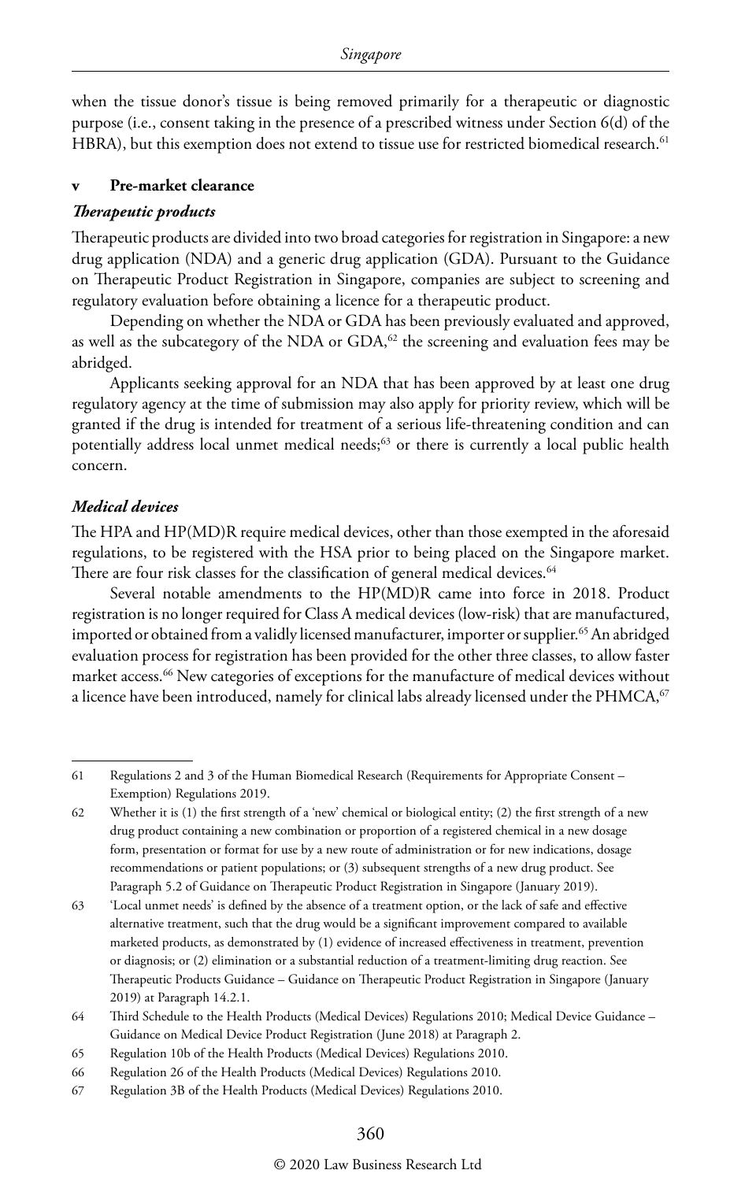when the tissue donor's tissue is being removed primarily for a therapeutic or diagnostic purpose (i.e., consent taking in the presence of a prescribed witness under Section 6(d) of the HBRA), but this exemption does not extend to tissue use for restricted biomedical research.[61]

### v Pre-market clearance

#### *Therapeutic products*

Therapeutic products are divided into two broad categories for registration in Singapore: a new drug application (NDA) and a generic drug application (GDA). Pursuant to the Guidance on Therapeutic Product Registration in Singapore, companies are subject to screening and regulatory evaluation before obtaining a licence for a therapeutic product.

Depending on whether the NDA or GDA has been previously evaluated and approved, as well as the subcategory of the NDA or GDA,[62] the screening and evaluation fees may be abridged.

Applicants seeking approval for an NDA that has been approved by at least one drug regulatory agency at the time of submission may also apply for priority review, which will be granted if the drug is intended for treatment of a serious life-threatening condition and can potentially address local unmet medical needs;[63] or there is currently a local public health concern.

#### *Medical devices*

The HPA and HP(MD)R require medical devices, other than those exempted in the aforesaid regulations, to be registered with the HSA prior to being placed on the Singapore market. There are four risk classes for the classification of general medical devices.[64]

Several notable amendments to the HP(MD)R came into force in 2018. Product registration is no longer required for Class A medical devices (low-risk) that are manufactured, imported or obtained from a validly licensed manufacturer, importer or supplier.[65] An abridged evaluation process for registration has been provided for the other three classes, to allow faster market access.[66] New categories of exceptions for the manufacture of medical devices without a licence have been introduced, namely for clinical labs already licensed under the PHMCA,[67]

---

61 Regulations 2 and 3 of the Human Biomedical Research (Requirements for Appropriate Consent – Exemption) Regulations 2019.

62 Whether it is (1) the first strength of a 'new' chemical or biological entity; (2) the first strength of a new drug product containing a new combination or proportion of a registered chemical in a new dosage form, presentation or format for use by a new route of administration or for new indications, dosage recommendations or patient populations; or (3) subsequent strengths of a new drug product. See Paragraph 5.2 of Guidance on Therapeutic Product Registration in Singapore (January 2019).

63 'Local unmet needs' is defined by the absence of a treatment option, or the lack of safe and effective alternative treatment, such that the drug would be a significant improvement compared to available marketed products, as demonstrated by (1) evidence of increased effectiveness in treatment, prevention or diagnosis; or (2) elimination or a substantial reduction of a treatment-limiting drug reaction. See Therapeutic Products Guidance – Guidance on Therapeutic Product Registration in Singapore (January 2019) at Paragraph 14.2.1.

64 Third Schedule to the Health Products (Medical Devices) Regulations 2010; Medical Device Guidance – Guidance on Medical Device Product Registration (June 2018) at Paragraph 2.

65 Regulation 10b of the Health Products (Medical Devices) Regulations 2010.

66 Regulation 26 of the Health Products (Medical Devices) Regulations 2010.

67 Regulation 3B of the Health Products (Medical Devices) Regulations 2010.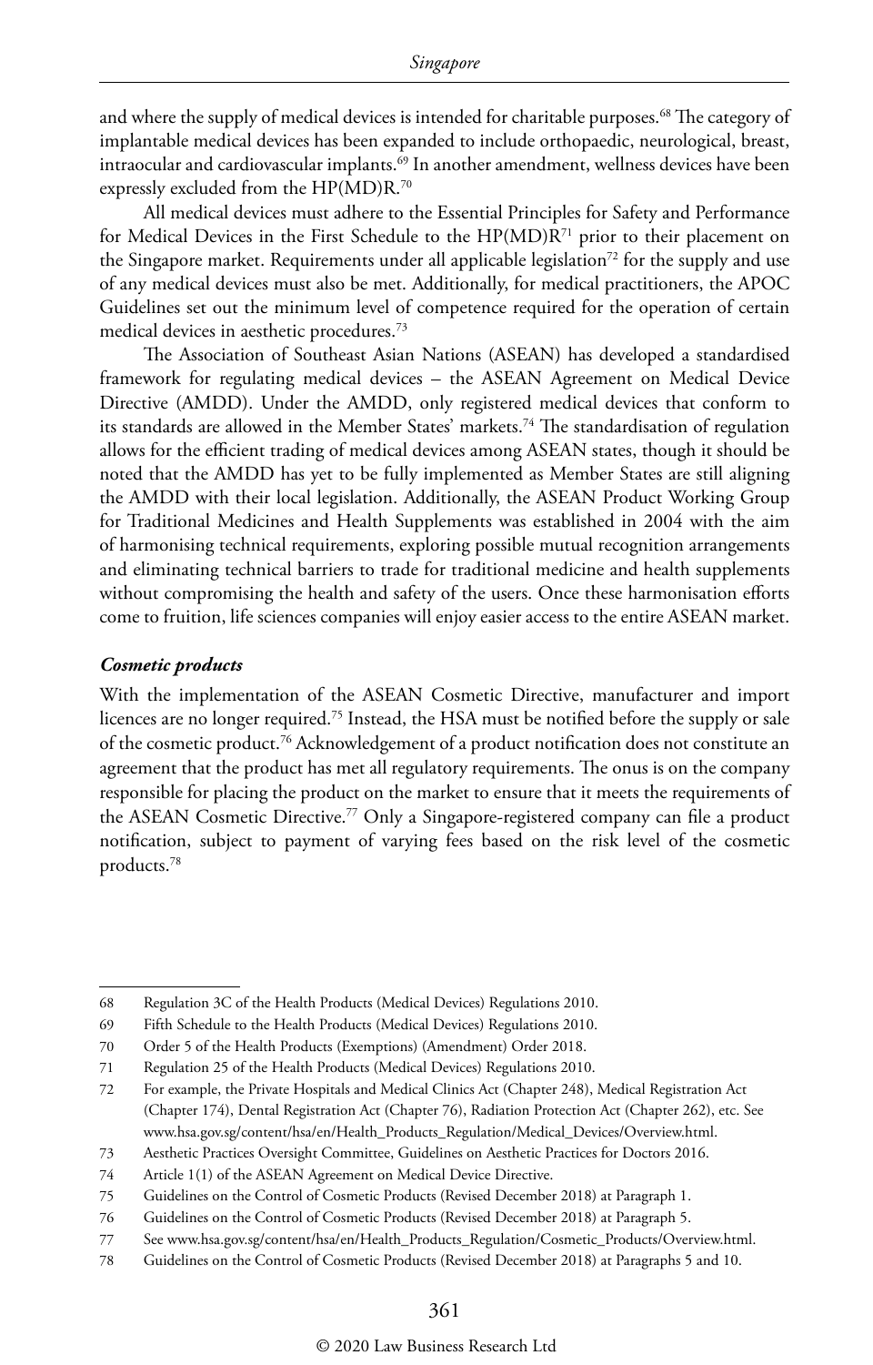and where the supply of medical devices is intended for charitable purposes.[68] The category of implantable medical devices has been expanded to include orthopaedic, neurological, breast, intraocular and cardiovascular implants.[69] In another amendment, wellness devices have been expressly excluded from the HP(MD)R.[70]

All medical devices must adhere to the Essential Principles for Safety and Performance for Medical Devices in the First Schedule to the HP(MD)R[71] prior to their placement on the Singapore market. Requirements under all applicable legislation[72] for the supply and use of any medical devices must also be met. Additionally, for medical practitioners, the APOC Guidelines set out the minimum level of competence required for the operation of certain medical devices in aesthetic procedures.[73]

The Association of Southeast Asian Nations (ASEAN) has developed a standardised framework for regulating medical devices – the ASEAN Agreement on Medical Device Directive (AMDD). Under the AMDD, only registered medical devices that conform to its standards are allowed in the Member States' markets.[74] The standardisation of regulation allows for the efficient trading of medical devices among ASEAN states, though it should be noted that the AMDD has yet to be fully implemented as Member States are still aligning the AMDD with their local legislation. Additionally, the ASEAN Product Working Group for Traditional Medicines and Health Supplements was established in 2004 with the aim of harmonising technical requirements, exploring possible mutual recognition arrangements and eliminating technical barriers to trade for traditional medicine and health supplements without compromising the health and safety of the users. Once these harmonisation efforts come to fruition, life sciences companies will enjoy easier access to the entire ASEAN market.

### *Cosmetic products*

With the implementation of the ASEAN Cosmetic Directive, manufacturer and import licences are no longer required.[75] Instead, the HSA must be notified before the supply or sale of the cosmetic product.[76] Acknowledgement of a product notification does not constitute an agreement that the product has met all regulatory requirements. The onus is on the company responsible for placing the product on the market to ensure that it meets the requirements of the ASEAN Cosmetic Directive.[77] Only a Singapore-registered company can file a product notification, subject to payment of varying fees based on the risk level of the cosmetic products.[78]

---

68 Regulation 3C of the Health Products (Medical Devices) Regulations 2010.

69 Fifth Schedule to the Health Products (Medical Devices) Regulations 2010.

70 Order 5 of the Health Products (Exemptions) (Amendment) Order 2018.

71 Regulation 25 of the Health Products (Medical Devices) Regulations 2010.

72 For example, the Private Hospitals and Medical Clinics Act (Chapter 248), Medical Registration Act (Chapter 174), Dental Registration Act (Chapter 76), Radiation Protection Act (Chapter 262), etc. See www.hsa.gov.sg/content/hsa/en/Health_Products_Regulation/Medical_Devices/Overview.html.

73 Aesthetic Practices Oversight Committee, Guidelines on Aesthetic Practices for Doctors 2016.

74 Article 1(1) of the ASEAN Agreement on Medical Device Directive.

75 Guidelines on the Control of Cosmetic Products (Revised December 2018) at Paragraph 1.

76 Guidelines on the Control of Cosmetic Products (Revised December 2018) at Paragraph 5.

77 See www.hsa.gov.sg/content/hsa/en/Health_Products_Regulation/Cosmetic_Products/Overview.html.

78 Guidelines on the Control of Cosmetic Products (Revised December 2018) at Paragraphs 5 and 10.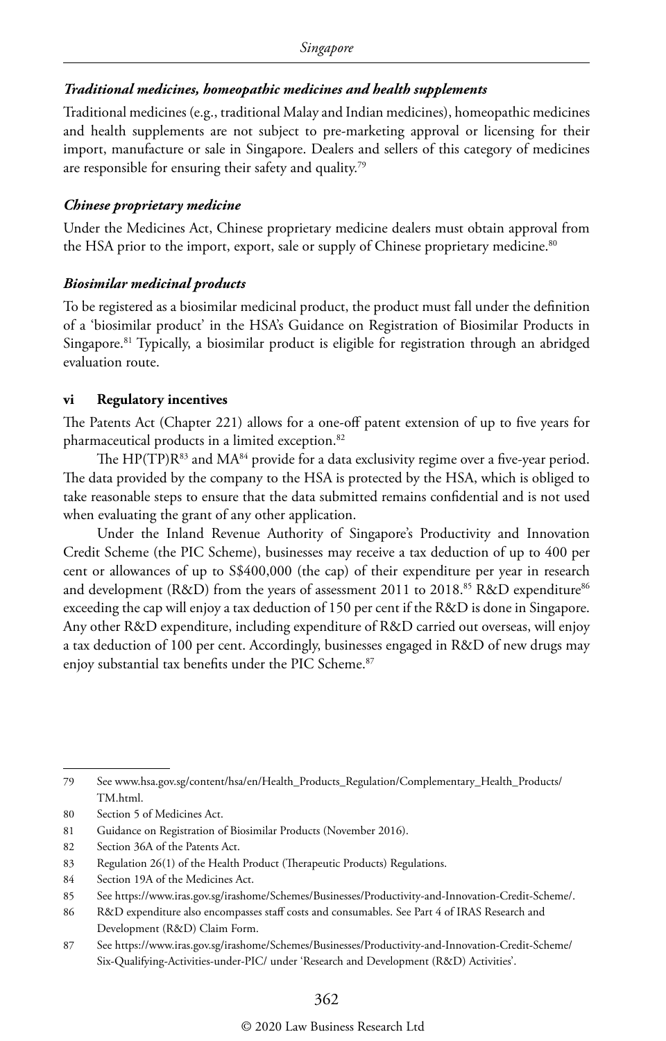***Traditional medicines, homeopathic medicines and health supplements***

Traditional medicines (e.g., traditional Malay and Indian medicines), homeopathic medicines and health supplements are not subject to pre-marketing approval or licensing for their import, manufacture or sale in Singapore. Dealers and sellers of this category of medicines are responsible for ensuring their safety and quality.[79]

***Chinese proprietary medicine***

Under the Medicines Act, Chinese proprietary medicine dealers must obtain approval from the HSA prior to the import, export, sale or supply of Chinese proprietary medicine.[80]

***Biosimilar medicinal products***

To be registered as a biosimilar medicinal product, the product must fall under the definition of a 'biosimilar product' in the HSA's Guidance on Registration of Biosimilar Products in Singapore.[81] Typically, a biosimilar product is eligible for registration through an abridged evaluation route.

### vi Regulatory incentives

The Patents Act (Chapter 221) allows for a one-off patent extension of up to five years for pharmaceutical products in a limited exception.[82]

The HP(TP)R[83] and MA[84] provide for a data exclusivity regime over a five-year period. The data provided by the company to the HSA is protected by the HSA, which is obliged to take reasonable steps to ensure that the data submitted remains confidential and is not used when evaluating the grant of any other application.

Under the Inland Revenue Authority of Singapore's Productivity and Innovation Credit Scheme (the PIC Scheme), businesses may receive a tax deduction of up to 400 per cent or allowances of up to S$400,000 (the cap) of their expenditure per year in research and development (R&D) from the years of assessment 2011 to 2018.[85] R&D expenditure[86] exceeding the cap will enjoy a tax deduction of 150 per cent if the R&D is done in Singapore. Any other R&D expenditure, including expenditure of R&D carried out overseas, will enjoy a tax deduction of 100 per cent. Accordingly, businesses engaged in R&D of new drugs may enjoy substantial tax benefits under the PIC Scheme.[87]

---

79 See www.hsa.gov.sg/content/hsa/en/Health_Products_Regulation/Complementary_Health_Products/TM.html.

80 Section 5 of Medicines Act.

81 Guidance on Registration of Biosimilar Products (November 2016).

82 Section 36A of the Patents Act.

83 Regulation 26(1) of the Health Product (Therapeutic Products) Regulations.

84 Section 19A of the Medicines Act.

85 See https://www.iras.gov.sg/irashome/Schemes/Businesses/Productivity-and-Innovation-Credit-Scheme/.

86 R&D expenditure also encompasses staff costs and consumables. See Part 4 of IRAS Research and Development (R&D) Claim Form.

87 See https://www.iras.gov.sg/irashome/Schemes/Businesses/Productivity-and-Innovation-Credit-Scheme/Six-Qualifying-Activities-under-PIC/ under 'Research and Development (R&D) Activities'.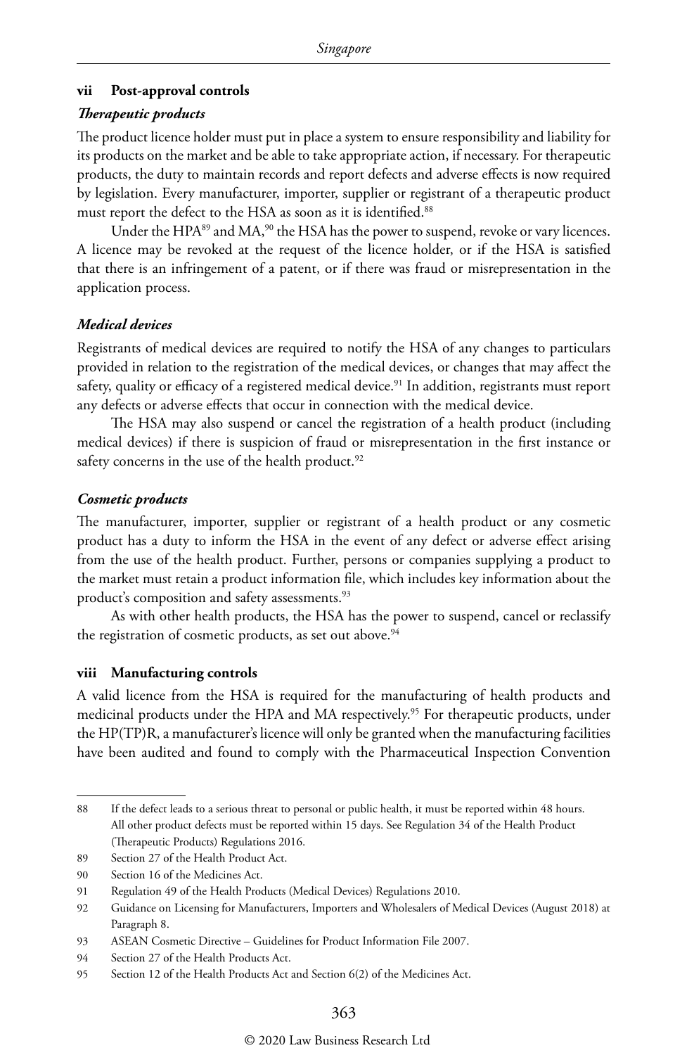### vii Post-approval controls

*Therapeutic products*

The product licence holder must put in place a system to ensure responsibility and liability for its products on the market and be able to take appropriate action, if necessary. For therapeutic products, the duty to maintain records and report defects and adverse effects is now required by legislation. Every manufacturer, importer, supplier or registrant of a therapeutic product must report the defect to the HSA as soon as it is identified.[88]

Under the HPA[89] and MA,[90] the HSA has the power to suspend, revoke or vary licences. A licence may be revoked at the request of the licence holder, or if the HSA is satisfied that there is an infringement of a patent, or if there was fraud or misrepresentation in the application process.

*Medical devices*

Registrants of medical devices are required to notify the HSA of any changes to particulars provided in relation to the registration of the medical devices, or changes that may affect the safety, quality or efficacy of a registered medical device.[91] In addition, registrants must report any defects or adverse effects that occur in connection with the medical device.

The HSA may also suspend or cancel the registration of a health product (including medical devices) if there is suspicion of fraud or misrepresentation in the first instance or safety concerns in the use of the health product.[92]

*Cosmetic products*

The manufacturer, importer, supplier or registrant of a health product or any cosmetic product has a duty to inform the HSA in the event of any defect or adverse effect arising from the use of the health product. Further, persons or companies supplying a product to the market must retain a product information file, which includes key information about the product's composition and safety assessments.[93]

As with other health products, the HSA has the power to suspend, cancel or reclassify the registration of cosmetic products, as set out above.[94]

### viii Manufacturing controls

A valid licence from the HSA is required for the manufacturing of health products and medicinal products under the HPA and MA respectively.[95] For therapeutic products, under the HP(TP)R, a manufacturer's licence will only be granted when the manufacturing facilities have been audited and found to comply with the Pharmaceutical Inspection Convention

---

88 If the defect leads to a serious threat to personal or public health, it must be reported within 48 hours. All other product defects must be reported within 15 days. See Regulation 34 of the Health Product (Therapeutic Products) Regulations 2016.

89 Section 27 of the Health Product Act.

90 Section 16 of the Medicines Act.

91 Regulation 49 of the Health Products (Medical Devices) Regulations 2010.

92 Guidance on Licensing for Manufacturers, Importers and Wholesalers of Medical Devices (August 2018) at Paragraph 8.

93 ASEAN Cosmetic Directive – Guidelines for Product Information File 2007.

94 Section 27 of the Health Products Act.

95 Section 12 of the Health Products Act and Section 6(2) of the Medicines Act.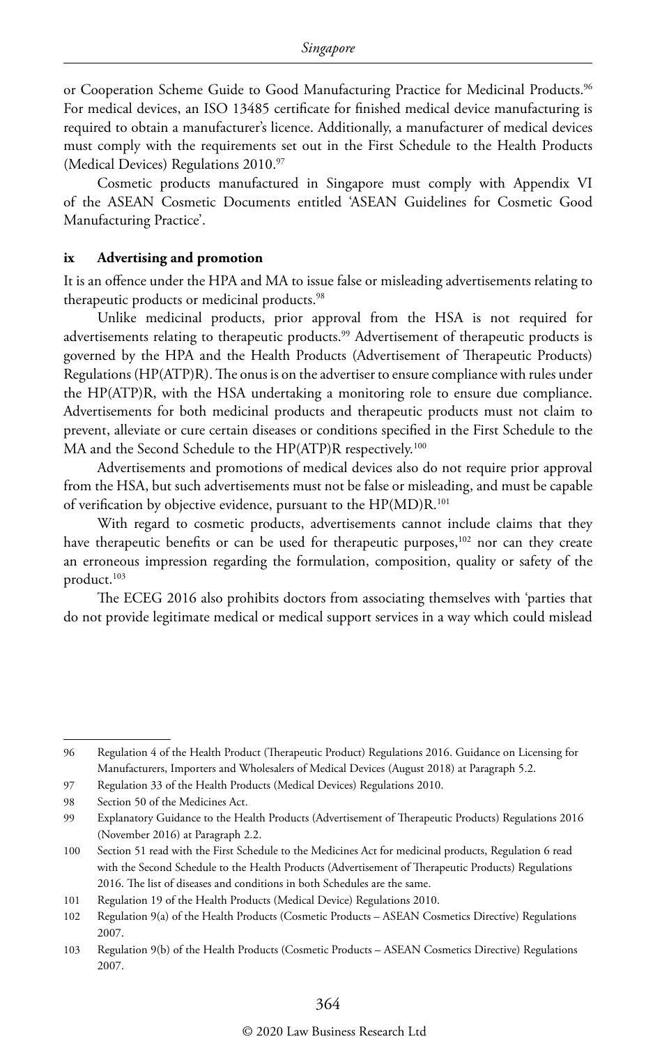or Cooperation Scheme Guide to Good Manufacturing Practice for Medicinal Products.[96] For medical devices, an ISO 13485 certificate for finished medical device manufacturing is required to obtain a manufacturer's licence. Additionally, a manufacturer of medical devices must comply with the requirements set out in the First Schedule to the Health Products (Medical Devices) Regulations 2010.[97]

Cosmetic products manufactured in Singapore must comply with Appendix VI of the ASEAN Cosmetic Documents entitled 'ASEAN Guidelines for Cosmetic Good Manufacturing Practice'.

### ix Advertising and promotion

It is an offence under the HPA and MA to issue false or misleading advertisements relating to therapeutic products or medicinal products.[98]

Unlike medicinal products, prior approval from the HSA is not required for advertisements relating to therapeutic products.[99] Advertisement of therapeutic products is governed by the HPA and the Health Products (Advertisement of Therapeutic Products) Regulations (HP(ATP)R). The onus is on the advertiser to ensure compliance with rules under the HP(ATP)R, with the HSA undertaking a monitoring role to ensure due compliance. Advertisements for both medicinal products and therapeutic products must not claim to prevent, alleviate or cure certain diseases or conditions specified in the First Schedule to the MA and the Second Schedule to the HP(ATP)R respectively.[100]

Advertisements and promotions of medical devices also do not require prior approval from the HSA, but such advertisements must not be false or misleading, and must be capable of verification by objective evidence, pursuant to the HP(MD)R.[101]

With regard to cosmetic products, advertisements cannot include claims that they have therapeutic benefits or can be used for therapeutic purposes,[102] nor can they create an erroneous impression regarding the formulation, composition, quality or safety of the product.[103]

The ECEG 2016 also prohibits doctors from associating themselves with 'parties that do not provide legitimate medical or medical support services in a way which could mislead

---

96 Regulation 4 of the Health Product (Therapeutic Product) Regulations 2016. Guidance on Licensing for Manufacturers, Importers and Wholesalers of Medical Devices (August 2018) at Paragraph 5.2.

97 Regulation 33 of the Health Products (Medical Devices) Regulations 2010.

98 Section 50 of the Medicines Act.

99 Explanatory Guidance to the Health Products (Advertisement of Therapeutic Products) Regulations 2016 (November 2016) at Paragraph 2.2.

100 Section 51 read with the First Schedule to the Medicines Act for medicinal products, Regulation 6 read with the Second Schedule to the Health Products (Advertisement of Therapeutic Products) Regulations 2016. The list of diseases and conditions in both Schedules are the same.

101 Regulation 19 of the Health Products (Medical Device) Regulations 2010.

102 Regulation 9(a) of the Health Products (Cosmetic Products – ASEAN Cosmetics Directive) Regulations 2007.

103 Regulation 9(b) of the Health Products (Cosmetic Products – ASEAN Cosmetics Directive) Regulations 2007.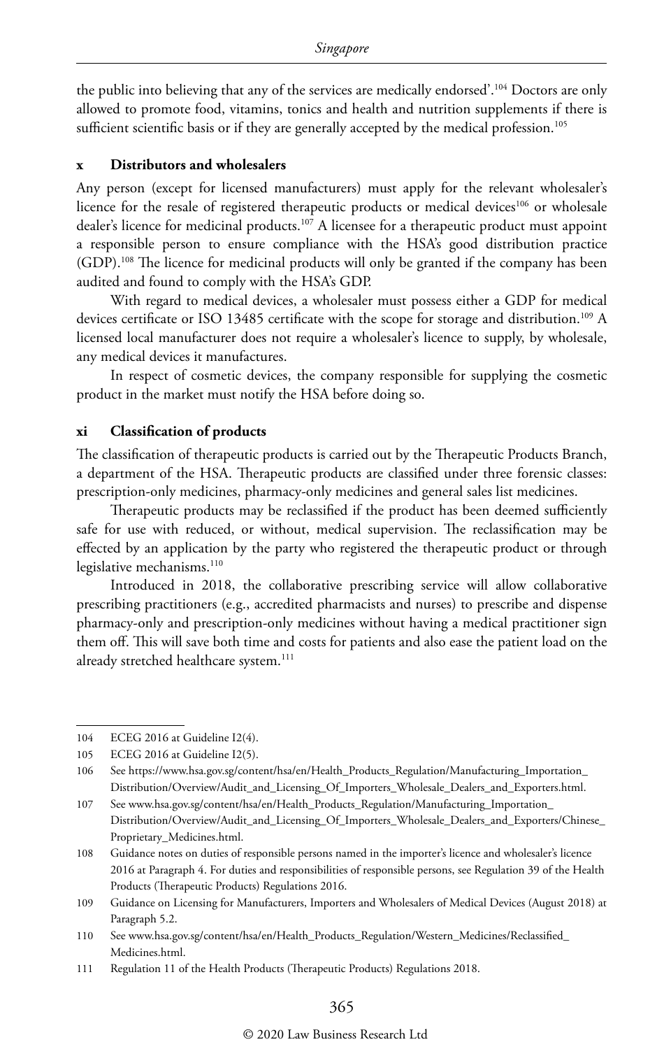the public into believing that any of the services are medically endorsed'.[104] Doctors are only allowed to promote food, vitamins, tonics and health and nutrition supplements if there is sufficient scientific basis or if they are generally accepted by the medical profession.[105]

### x Distributors and wholesalers

Any person (except for licensed manufacturers) must apply for the relevant wholesaler's licence for the resale of registered therapeutic products or medical devices[106] or wholesale dealer's licence for medicinal products.[107] A licensee for a therapeutic product must appoint a responsible person to ensure compliance with the HSA's good distribution practice (GDP).[108] The licence for medicinal products will only be granted if the company has been audited and found to comply with the HSA's GDP.

With regard to medical devices, a wholesaler must possess either a GDP for medical devices certificate or ISO 13485 certificate with the scope for storage and distribution.[109] A licensed local manufacturer does not require a wholesaler's licence to supply, by wholesale, any medical devices it manufactures.

In respect of cosmetic devices, the company responsible for supplying the cosmetic product in the market must notify the HSA before doing so.

### xi Classification of products

The classification of therapeutic products is carried out by the Therapeutic Products Branch, a department of the HSA. Therapeutic products are classified under three forensic classes: prescription-only medicines, pharmacy-only medicines and general sales list medicines.

Therapeutic products may be reclassified if the product has been deemed sufficiently safe for use with reduced, or without, medical supervision. The reclassification may be effected by an application by the party who registered the therapeutic product or through legislative mechanisms.[110]

Introduced in 2018, the collaborative prescribing service will allow collaborative prescribing practitioners (e.g., accredited pharmacists and nurses) to prescribe and dispense pharmacy-only and prescription-only medicines without having a medical practitioner sign them off. This will save both time and costs for patients and also ease the patient load on the already stretched healthcare system.[111]

---

104 ECEG 2016 at Guideline I2(4).

105 ECEG 2016 at Guideline I2(5).

106 See https://www.hsa.gov.sg/content/hsa/en/Health_Products_Regulation/Manufacturing_Importation_Distribution/Overview/Audit_and_Licensing_Of_Importers_Wholesale_Dealers_and_Exporters.html.

107 See www.hsa.gov.sg/content/hsa/en/Health_Products_Regulation/Manufacturing_Importation_Distribution/Overview/Audit_and_Licensing_Of_Importers_Wholesale_Dealers_and_Exporters/Chinese_Proprietary_Medicines.html.

108 Guidance notes on duties of responsible persons named in the importer's licence and wholesaler's licence 2016 at Paragraph 4. For duties and responsibilities of responsible persons, see Regulation 39 of the Health Products (Therapeutic Products) Regulations 2016.

109 Guidance on Licensing for Manufacturers, Importers and Wholesalers of Medical Devices (August 2018) at Paragraph 5.2.

110 See www.hsa.gov.sg/content/hsa/en/Health_Products_Regulation/Western_Medicines/Reclassified_Medicines.html.

111 Regulation 11 of the Health Products (Therapeutic Products) Regulations 2018.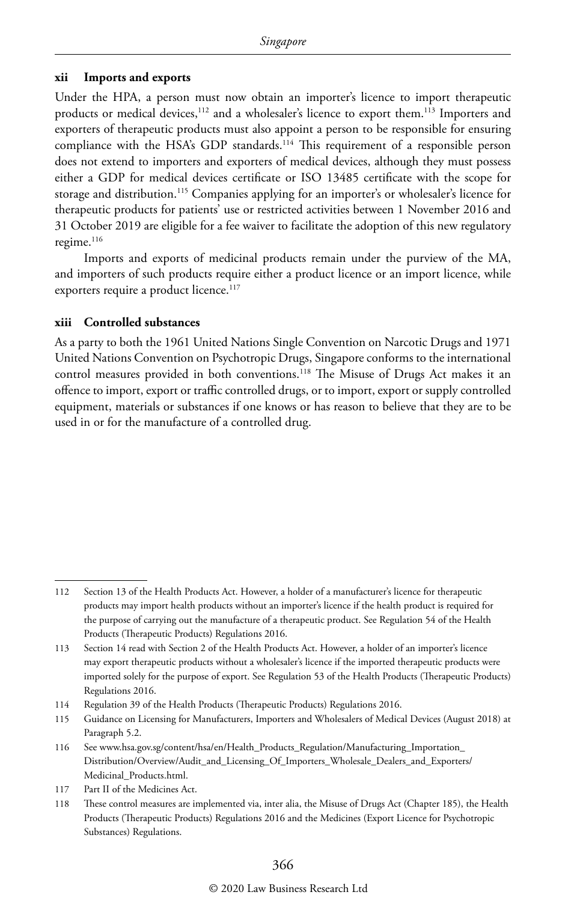### xii Imports and exports

Under the HPA, a person must now obtain an importer's licence to import therapeutic products or medical devices,[112] and a wholesaler's licence to export them.[113] Importers and exporters of therapeutic products must also appoint a person to be responsible for ensuring compliance with the HSA's GDP standards.[114] This requirement of a responsible person does not extend to importers and exporters of medical devices, although they must possess either a GDP for medical devices certificate or ISO 13485 certificate with the scope for storage and distribution.[115] Companies applying for an importer's or wholesaler's licence for therapeutic products for patients' use or restricted activities between 1 November 2016 and 31 October 2019 are eligible for a fee waiver to facilitate the adoption of this new regulatory regime.[116]

Imports and exports of medicinal products remain under the purview of the MA, and importers of such products require either a product licence or an import licence, while exporters require a product licence.[117]

### xiii Controlled substances

As a party to both the 1961 United Nations Single Convention on Narcotic Drugs and 1971 United Nations Convention on Psychotropic Drugs, Singapore conforms to the international control measures provided in both conventions.[118] The Misuse of Drugs Act makes it an offence to import, export or traffic controlled drugs, or to import, export or supply controlled equipment, materials or substances if one knows or has reason to believe that they are to be used in or for the manufacture of a controlled drug.

---

112 Section 13 of the Health Products Act. However, a holder of a manufacturer's licence for therapeutic products may import health products without an importer's licence if the health product is required for the purpose of carrying out the manufacture of a therapeutic product. See Regulation 54 of the Health Products (Therapeutic Products) Regulations 2016.

113 Section 14 read with Section 2 of the Health Products Act. However, a holder of an importer's licence may export therapeutic products without a wholesaler's licence if the imported therapeutic products were imported solely for the purpose of export. See Regulation 53 of the Health Products (Therapeutic Products) Regulations 2016.

114 Regulation 39 of the Health Products (Therapeutic Products) Regulations 2016.

115 Guidance on Licensing for Manufacturers, Importers and Wholesalers of Medical Devices (August 2018) at Paragraph 5.2.

116 See www.hsa.gov.sg/content/hsa/en/Health_Products_Regulation/Manufacturing_Importation_Distribution/Overview/Audit_and_Licensing_Of_Importers_Wholesale_Dealers_and_Exporters/Medicinal_Products.html.

117 Part II of the Medicines Act.

118 These control measures are implemented via, inter alia, the Misuse of Drugs Act (Chapter 185), the Health Products (Therapeutic Products) Regulations 2016 and the Medicines (Export Licence for Psychotropic Substances) Regulations.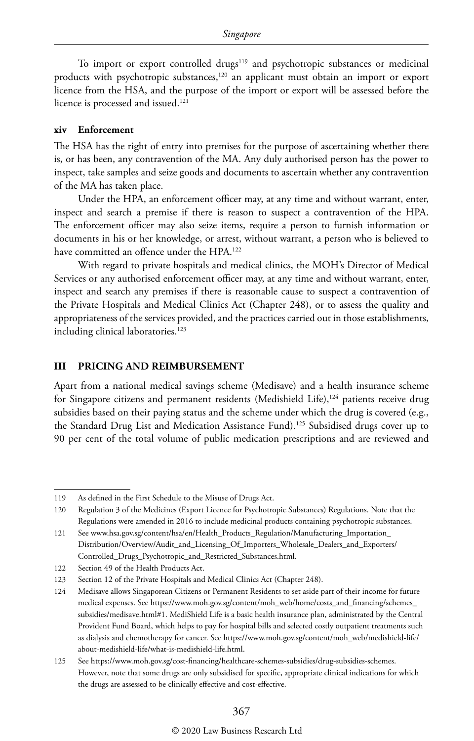To import or export controlled drugs[119] and psychotropic substances or medicinal products with psychotropic substances,[120] an applicant must obtain an import or export licence from the HSA, and the purpose of the import or export will be assessed before the licence is processed and issued.[121]

### xiv Enforcement

The HSA has the right of entry into premises for the purpose of ascertaining whether there is, or has been, any contravention of the MA. Any duly authorised person has the power to inspect, take samples and seize goods and documents to ascertain whether any contravention of the MA has taken place.

Under the HPA, an enforcement officer may, at any time and without warrant, enter, inspect and search a premise if there is reason to suspect a contravention of the HPA. The enforcement officer may also seize items, require a person to furnish information or documents in his or her knowledge, or arrest, without warrant, a person who is believed to have committed an offence under the HPA.[122]

With regard to private hospitals and medical clinics, the MOH's Director of Medical Services or any authorised enforcement officer may, at any time and without warrant, enter, inspect and search any premises if there is reasonable cause to suspect a contravention of the Private Hospitals and Medical Clinics Act (Chapter 248), or to assess the quality and appropriateness of the services provided, and the practices carried out in those establishments, including clinical laboratories.[123]

## III PRICING AND REIMBURSEMENT

Apart from a national medical savings scheme (Medisave) and a health insurance scheme for Singapore citizens and permanent residents (Medishield Life),[124] patients receive drug subsidies based on their paying status and the scheme under which the drug is covered (e.g., the Standard Drug List and Medication Assistance Fund).[125] Subsidised drugs cover up to 90 per cent of the total volume of public medication prescriptions and are reviewed and

---

119 As defined in the First Schedule to the Misuse of Drugs Act.

120 Regulation 3 of the Medicines (Export Licence for Psychotropic Substances) Regulations. Note that the Regulations were amended in 2016 to include medicinal products containing psychotropic substances.

121 See www.hsa.gov.sg/content/hsa/en/Health_Products_Regulation/Manufacturing_Importation_Distribution/Overview/Audit_and_Licensing_Of_Importers_Wholesale_Dealers_and_Exporters/Controlled_Drugs_Psychotropic_and_Restricted_Substances.html.

122 Section 49 of the Health Products Act.

123 Section 12 of the Private Hospitals and Medical Clinics Act (Chapter 248).

124 Medisave allows Singaporean Citizens or Permanent Residents to set aside part of their income for future medical expenses. See https://www.moh.gov.sg/content/moh_web/home/costs_and_financing/schemes_subsidies/medisave.html#1. MediShield Life is a basic health insurance plan, administrated by the Central Provident Fund Board, which helps to pay for hospital bills and selected costly outpatient treatments such as dialysis and chemotherapy for cancer. See https://www.moh.gov.sg/content/moh_web/medishield-life/about-medishield-life/what-is-medishield-life.html.

125 See https://www.moh.gov.sg/cost-financing/healthcare-schemes-subsidies/drug-subsidies-schemes. However, note that some drugs are only subsidised for specific, appropriate clinical indications for which the drugs are assessed to be clinically effective and cost-effective.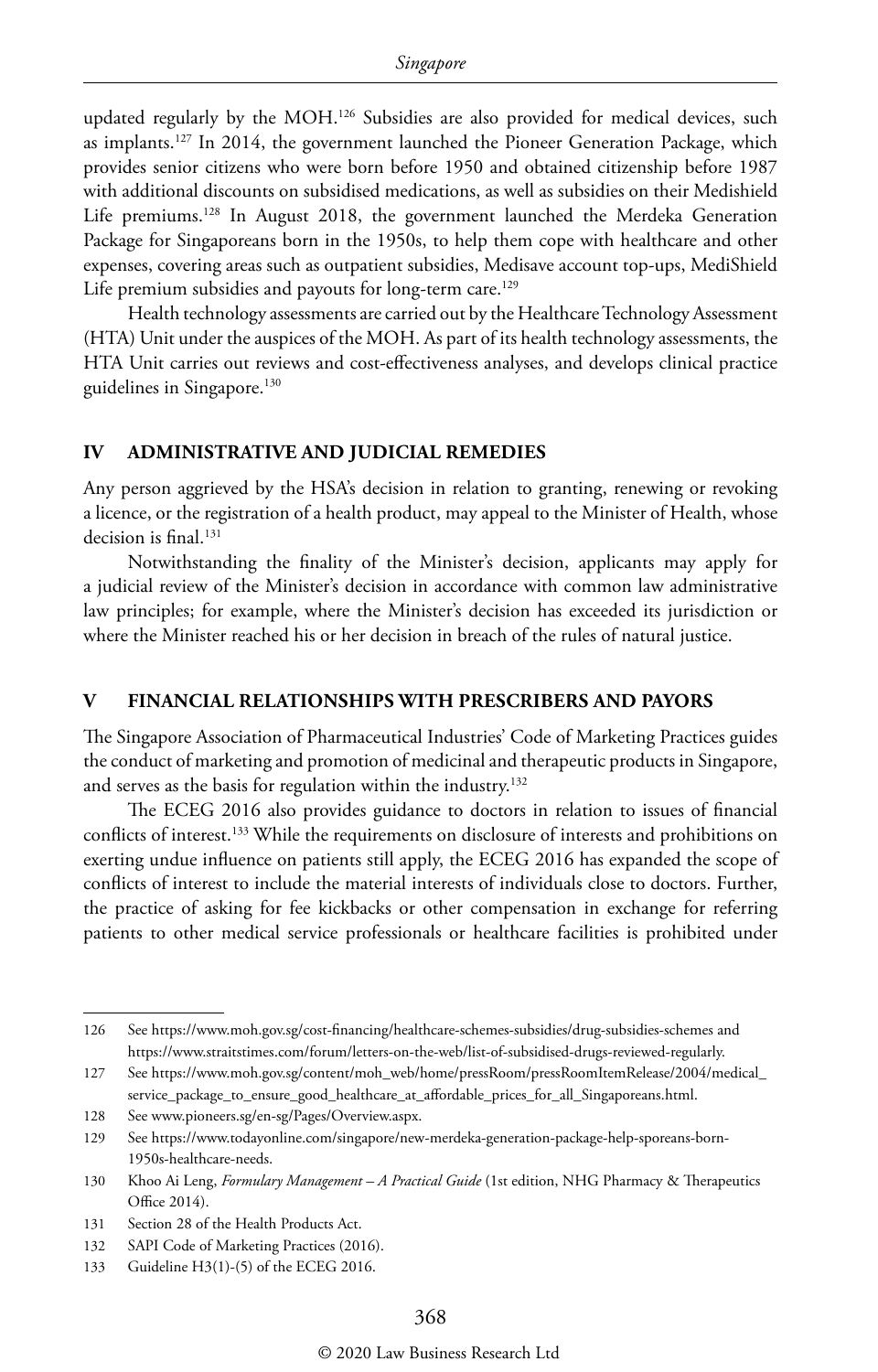updated regularly by the MOH.[126] Subsidies are also provided for medical devices, such as implants.[127] In 2014, the government launched the Pioneer Generation Package, which provides senior citizens who were born before 1950 and obtained citizenship before 1987 with additional discounts on subsidised medications, as well as subsidies on their Medishield Life premiums.[128] In August 2018, the government launched the Merdeka Generation Package for Singaporeans born in the 1950s, to help them cope with healthcare and other expenses, covering areas such as outpatient subsidies, Medisave account top-ups, MediShield Life premium subsidies and payouts for long-term care.[129]

Health technology assessments are carried out by the Healthcare Technology Assessment (HTA) Unit under the auspices of the MOH. As part of its health technology assessments, the HTA Unit carries out reviews and cost-effectiveness analyses, and develops clinical practice guidelines in Singapore.[130]

## IV ADMINISTRATIVE AND JUDICIAL REMEDIES

Any person aggrieved by the HSA's decision in relation to granting, renewing or revoking a licence, or the registration of a health product, may appeal to the Minister of Health, whose decision is final.[131]

Notwithstanding the finality of the Minister's decision, applicants may apply for a judicial review of the Minister's decision in accordance with common law administrative law principles; for example, where the Minister's decision has exceeded its jurisdiction or where the Minister reached his or her decision in breach of the rules of natural justice.

## V FINANCIAL RELATIONSHIPS WITH PRESCRIBERS AND PAYORS

The Singapore Association of Pharmaceutical Industries' Code of Marketing Practices guides the conduct of marketing and promotion of medicinal and therapeutic products in Singapore, and serves as the basis for regulation within the industry.[132]

The ECEG 2016 also provides guidance to doctors in relation to issues of financial conflicts of interest.[133] While the requirements on disclosure of interests and prohibitions on exerting undue influence on patients still apply, the ECEG 2016 has expanded the scope of conflicts of interest to include the material interests of individuals close to doctors. Further, the practice of asking for fee kickbacks or other compensation in exchange for referring patients to other medical service professionals or healthcare facilities is prohibited under

---

126 See https://www.moh.gov.sg/cost-financing/healthcare-schemes-subsidies/drug-subsidies-schemes and https://www.straitstimes.com/forum/letters-on-the-web/list-of-subsidised-drugs-reviewed-regularly.

127 See https://www.moh.gov.sg/content/moh_web/home/pressRoom/pressRoomItemRelease/2004/medical_service_package_to_ensure_good_healthcare_at_affordable_prices_for_all_Singaporeans.html.

128 See www.pioneers.sg/en-sg/Pages/Overview.aspx.

129 See https://www.todayonline.com/singapore/new-merdeka-generation-package-help-sporeans-born-1950s-healthcare-needs.

130 Khoo Ai Leng, *Formulary Management – A Practical Guide* (1st edition, NHG Pharmacy & Therapeutics Office 2014).

131 Section 28 of the Health Products Act.

132 SAPI Code of Marketing Practices (2016).

133 Guideline H3(1)-(5) of the ECEG 2016.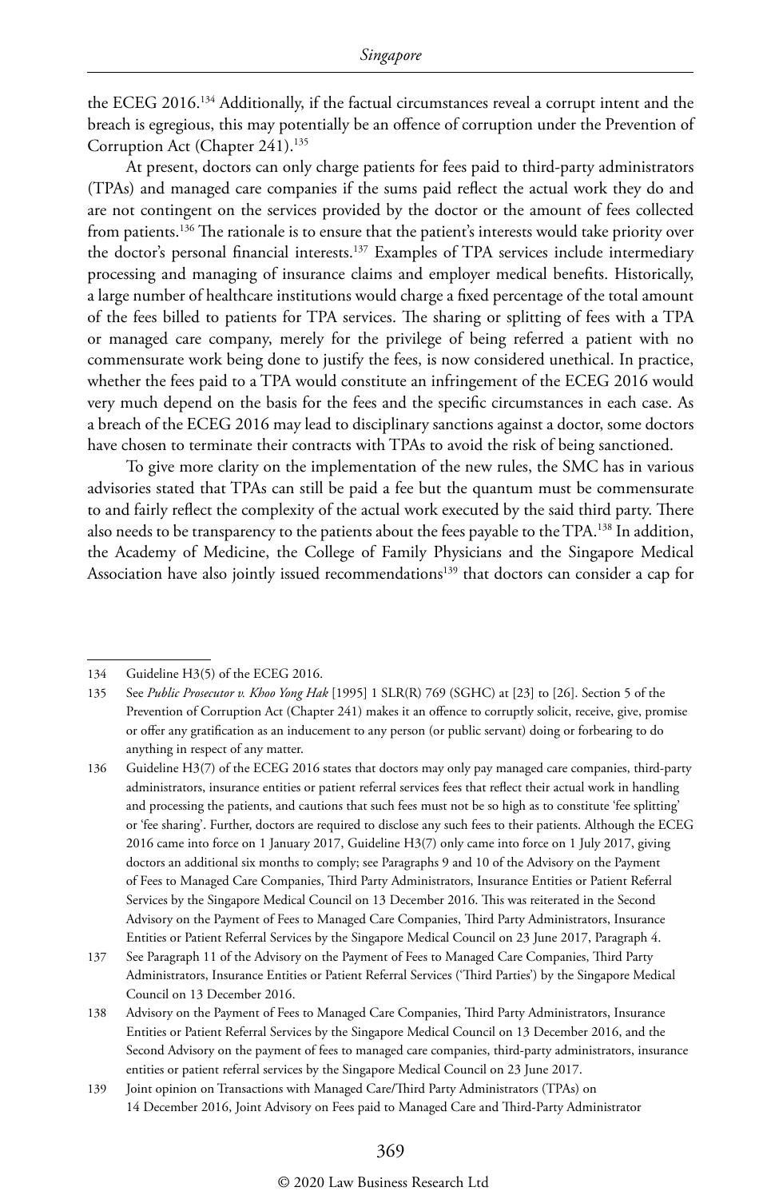the ECEG 2016.[134] Additionally, if the factual circumstances reveal a corrupt intent and the breach is egregious, this may potentially be an offence of corruption under the Prevention of Corruption Act (Chapter 241).[135]

At present, doctors can only charge patients for fees paid to third-party administrators (TPAs) and managed care companies if the sums paid reflect the actual work they do and are not contingent on the services provided by the doctor or the amount of fees collected from patients.[136] The rationale is to ensure that the patient's interests would take priority over the doctor's personal financial interests.[137] Examples of TPA services include intermediary processing and managing of insurance claims and employer medical benefits. Historically, a large number of healthcare institutions would charge a fixed percentage of the total amount of the fees billed to patients for TPA services. The sharing or splitting of fees with a TPA or managed care company, merely for the privilege of being referred a patient with no commensurate work being done to justify the fees, is now considered unethical. In practice, whether the fees paid to a TPA would constitute an infringement of the ECEG 2016 would very much depend on the basis for the fees and the specific circumstances in each case. As a breach of the ECEG 2016 may lead to disciplinary sanctions against a doctor, some doctors have chosen to terminate their contracts with TPAs to avoid the risk of being sanctioned.

To give more clarity on the implementation of the new rules, the SMC has in various advisories stated that TPAs can still be paid a fee but the quantum must be commensurate to and fairly reflect the complexity of the actual work executed by the said third party. There also needs to be transparency to the patients about the fees payable to the TPA.[138] In addition, the Academy of Medicine, the College of Family Physicians and the Singapore Medical Association have also jointly issued recommendations[139] that doctors can consider a cap for

---

134 Guideline H3(5) of the ECEG 2016.

135 See *Public Prosecutor v. Khoo Yong Hak* [1995] 1 SLR(R) 769 (SGHC) at [23] to [26]. Section 5 of the Prevention of Corruption Act (Chapter 241) makes it an offence to corruptly solicit, receive, give, promise or offer any gratification as an inducement to any person (or public servant) doing or forbearing to do anything in respect of any matter.

136 Guideline H3(7) of the ECEG 2016 states that doctors may only pay managed care companies, third-party administrators, insurance entities or patient referral services fees that reflect their actual work in handling and processing the patients, and cautions that such fees must not be so high as to constitute 'fee splitting' or 'fee sharing'. Further, doctors are required to disclose any such fees to their patients. Although the ECEG 2016 came into force on 1 January 2017, Guideline H3(7) only came into force on 1 July 2017, giving doctors an additional six months to comply; see Paragraphs 9 and 10 of the Advisory on the Payment of Fees to Managed Care Companies, Third Party Administrators, Insurance Entities or Patient Referral Services by the Singapore Medical Council on 13 December 2016. This was reiterated in the Second Advisory on the Payment of Fees to Managed Care Companies, Third Party Administrators, Insurance Entities or Patient Referral Services by the Singapore Medical Council on 23 June 2017, Paragraph 4.

137 See Paragraph 11 of the Advisory on the Payment of Fees to Managed Care Companies, Third Party Administrators, Insurance Entities or Patient Referral Services ('Third Parties') by the Singapore Medical Council on 13 December 2016.

138 Advisory on the Payment of Fees to Managed Care Companies, Third Party Administrators, Insurance Entities or Patient Referral Services by the Singapore Medical Council on 13 December 2016, and the Second Advisory on the payment of fees to managed care companies, third-party administrators, insurance entities or patient referral services by the Singapore Medical Council on 23 June 2017.

139 Joint opinion on Transactions with Managed Care/Third Party Administrators (TPAs) on 14 December 2016, Joint Advisory on Fees paid to Managed Care and Third-Party Administrator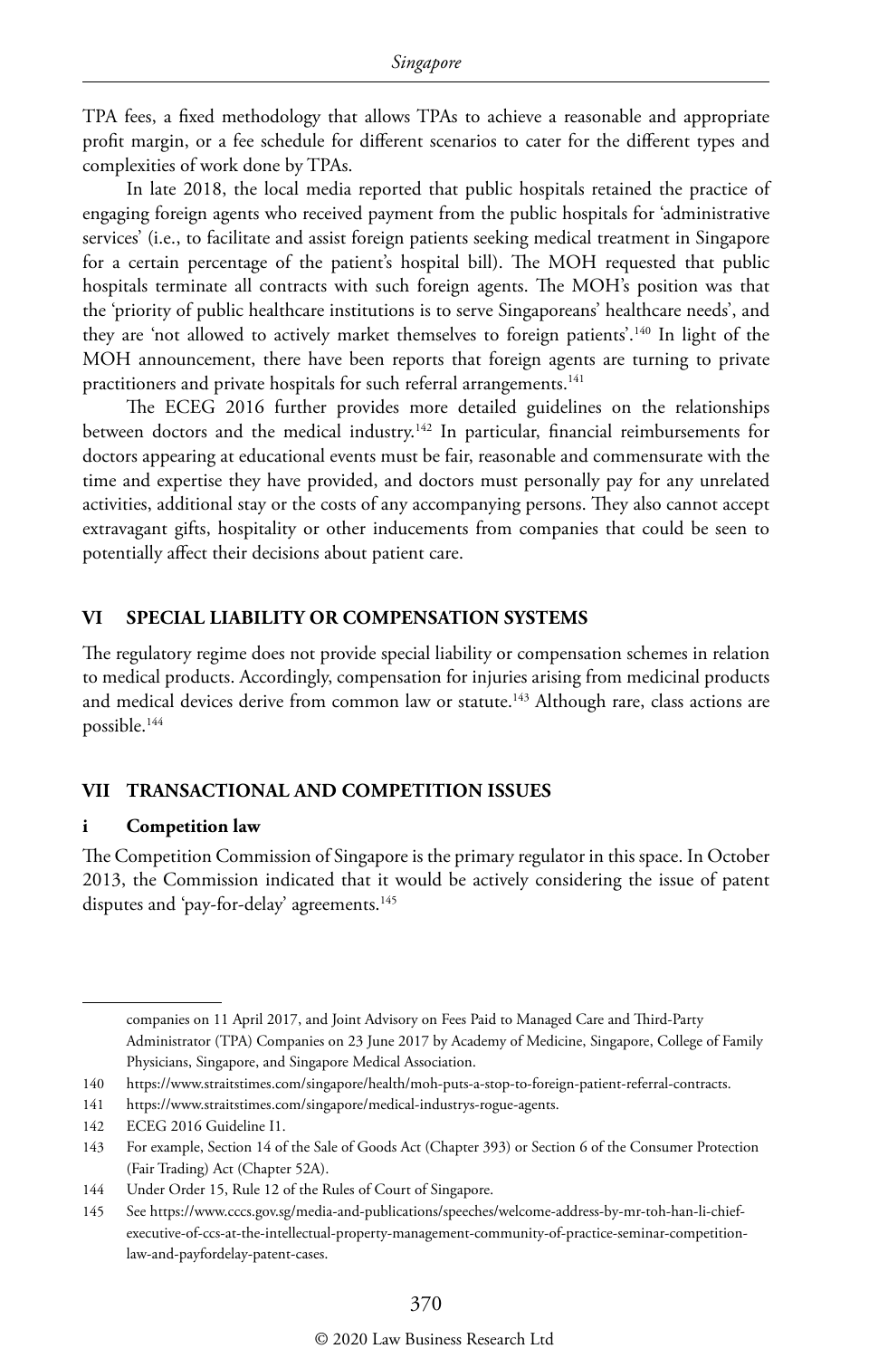TPA fees, a fixed methodology that allows TPAs to achieve a reasonable and appropriate profit margin, or a fee schedule for different scenarios to cater for the different types and complexities of work done by TPAs.

In late 2018, the local media reported that public hospitals retained the practice of engaging foreign agents who received payment from the public hospitals for 'administrative services' (i.e., to facilitate and assist foreign patients seeking medical treatment in Singapore for a certain percentage of the patient's hospital bill). The MOH requested that public hospitals terminate all contracts with such foreign agents. The MOH's position was that the 'priority of public healthcare institutions is to serve Singaporeans' healthcare needs', and they are 'not allowed to actively market themselves to foreign patients'.[140] In light of the MOH announcement, there have been reports that foreign agents are turning to private practitioners and private hospitals for such referral arrangements.[141]

The ECEG 2016 further provides more detailed guidelines on the relationships between doctors and the medical industry.[142] In particular, financial reimbursements for doctors appearing at educational events must be fair, reasonable and commensurate with the time and expertise they have provided, and doctors must personally pay for any unrelated activities, additional stay or the costs of any accompanying persons. They also cannot accept extravagant gifts, hospitality or other inducements from companies that could be seen to potentially affect their decisions about patient care.

## VI SPECIAL LIABILITY OR COMPENSATION SYSTEMS

The regulatory regime does not provide special liability or compensation schemes in relation to medical products. Accordingly, compensation for injuries arising from medicinal products and medical devices derive from common law or statute.[143] Although rare, class actions are possible.[144]

## VII TRANSACTIONAL AND COMPETITION ISSUES

### i Competition law

The Competition Commission of Singapore is the primary regulator in this space. In October 2013, the Commission indicated that it would be actively considering the issue of patent disputes and 'pay-for-delay' agreements.[145]

---

companies on 11 April 2017, and Joint Advisory on Fees Paid to Managed Care and Third-Party Administrator (TPA) Companies on 23 June 2017 by Academy of Medicine, Singapore, College of Family Physicians, Singapore, and Singapore Medical Association.

140 https://www.straitstimes.com/singapore/health/moh-puts-a-stop-to-foreign-patient-referral-contracts.

141 https://www.straitstimes.com/singapore/medical-industrys-rogue-agents.

142 ECEG 2016 Guideline I1.

143 For example, Section 14 of the Sale of Goods Act (Chapter 393) or Section 6 of the Consumer Protection (Fair Trading) Act (Chapter 52A).

144 Under Order 15, Rule 12 of the Rules of Court of Singapore.

145 See https://www.cccs.gov.sg/media-and-publications/speeches/welcome-address-by-mr-toh-han-li-chief-executive-of-ccs-at-the-intellectual-property-management-community-of-practice-seminar-competition-law-and-payfordelay-patent-cases.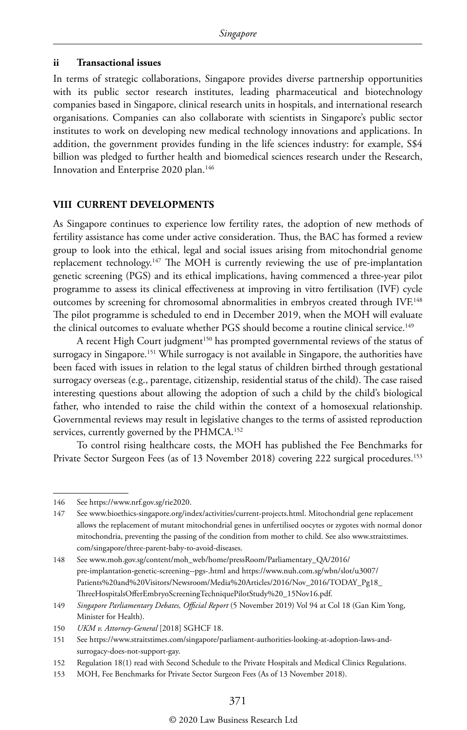### ii Transactional issues

In terms of strategic collaborations, Singapore provides diverse partnership opportunities with its public sector research institutes, leading pharmaceutical and biotechnology companies based in Singapore, clinical research units in hospitals, and international research organisations. Companies can also collaborate with scientists in Singapore's public sector institutes to work on developing new medical technology innovations and applications. In addition, the government provides funding in the life sciences industry: for example, S$4 billion was pledged to further health and biomedical sciences research under the Research, Innovation and Enterprise 2020 plan.[146]

## VIII CURRENT DEVELOPMENTS

As Singapore continues to experience low fertility rates, the adoption of new methods of fertility assistance has come under active consideration. Thus, the BAC has formed a review group to look into the ethical, legal and social issues arising from mitochondrial genome replacement technology.[147] The MOH is currently reviewing the use of pre-implantation genetic screening (PGS) and its ethical implications, having commenced a three-year pilot programme to assess its clinical effectiveness at improving in vitro fertilisation (IVF) cycle outcomes by screening for chromosomal abnormalities in embryos created through IVF.[148] The pilot programme is scheduled to end in December 2019, when the MOH will evaluate the clinical outcomes to evaluate whether PGS should become a routine clinical service.[149]

A recent High Court judgment[150] has prompted governmental reviews of the status of surrogacy in Singapore.[151] While surrogacy is not available in Singapore, the authorities have been faced with issues in relation to the legal status of children birthed through gestational surrogacy overseas (e.g., parentage, citizenship, residential status of the child). The case raised interesting questions about allowing the adoption of such a child by the child's biological father, who intended to raise the child within the context of a homosexual relationship. Governmental reviews may result in legislative changes to the terms of assisted reproduction services, currently governed by the PHMCA.[152]

To control rising healthcare costs, the MOH has published the Fee Benchmarks for Private Sector Surgeon Fees (as of 13 November 2018) covering 222 surgical procedures.[153]

---

146 See https://www.nrf.gov.sg/rie2020.

147 See www.bioethics-singapore.org/index/activities/current-projects.html. Mitochondrial gene replacement allows the replacement of mutant mitochondrial genes in unfertilised oocytes or zygotes with normal donor mitochondria, preventing the passing of the condition from mother to child. See also www.straitstimes.com/singapore/three-parent-baby-to-avoid-diseases.

148 See www.moh.gov.sg/content/moh_web/home/pressRoom/Parliamentary_QA/2016/pre-implantation-genetic-screening--pgs-.html and https://www.nuh.com.sg/wbn/slot/u3007/Patients%20and%20Visitors/Newsroom/Media%20Articles/2016/Nov_2016/TODAY_Pg18_ThreeHospitalsOfferEmbryoScreeningTechniquePilotStudy%20_15Nov16.pdf.

149 *Singapore Parliamentary Debates, Official Report* (5 November 2019) Vol 94 at Col 18 (Gan Kim Yong, Minister for Health).

150 *UKM v. Attorney-General* [2018] SGHCF 18.

151 See https://www.straitstimes.com/singapore/parliament-authorities-looking-at-adoption-laws-and-surrogacy-does-not-support-gay.

152 Regulation 18(1) read with Second Schedule to the Private Hospitals and Medical Clinics Regulations.

153 MOH, Fee Benchmarks for Private Sector Surgeon Fees (As of 13 November 2018).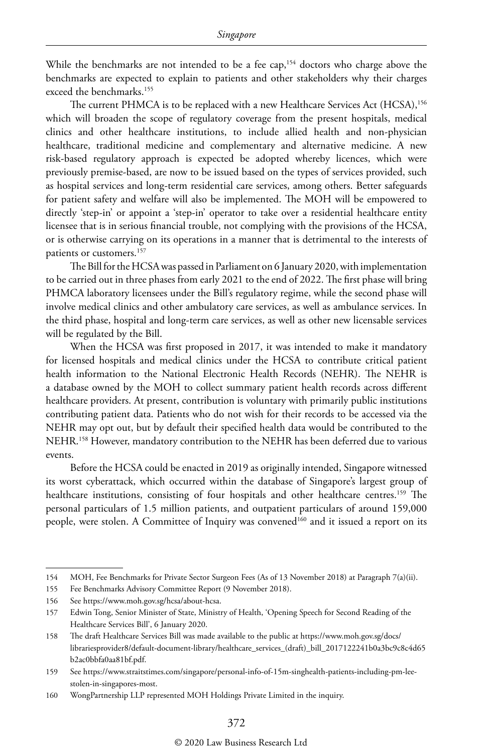While the benchmarks are not intended to be a fee cap,[154] doctors who charge above the benchmarks are expected to explain to patients and other stakeholders why their charges exceed the benchmarks.[155]

The current PHMCA is to be replaced with a new Healthcare Services Act (HCSA),[156] which will broaden the scope of regulatory coverage from the present hospitals, medical clinics and other healthcare institutions, to include allied health and non-physician healthcare, traditional medicine and complementary and alternative medicine. A new risk-based regulatory approach is expected be adopted whereby licences, which were previously premise-based, are now to be issued based on the types of services provided, such as hospital services and long-term residential care services, among others. Better safeguards for patient safety and welfare will also be implemented. The MOH will be empowered to directly 'step-in' or appoint a 'step-in' operator to take over a residential healthcare entity licensee that is in serious financial trouble, not complying with the provisions of the HCSA, or is otherwise carrying on its operations in a manner that is detrimental to the interests of patients or customers.[157]

The Bill for the HCSA was passed in Parliament on 6 January 2020, with implementation to be carried out in three phases from early 2021 to the end of 2022. The first phase will bring PHMCA laboratory licensees under the Bill's regulatory regime, while the second phase will involve medical clinics and other ambulatory care services, as well as ambulance services. In the third phase, hospital and long-term care services, as well as other new licensable services will be regulated by the Bill.

When the HCSA was first proposed in 2017, it was intended to make it mandatory for licensed hospitals and medical clinics under the HCSA to contribute critical patient health information to the National Electronic Health Records (NEHR). The NEHR is a database owned by the MOH to collect summary patient health records across different healthcare providers. At present, contribution is voluntary with primarily public institutions contributing patient data. Patients who do not wish for their records to be accessed via the NEHR may opt out, but by default their specified health data would be contributed to the NEHR.[158] However, mandatory contribution to the NEHR has been deferred due to various events.

Before the HCSA could be enacted in 2019 as originally intended, Singapore witnessed its worst cyberattack, which occurred within the database of Singapore's largest group of healthcare institutions, consisting of four hospitals and other healthcare centres.[159] The personal particulars of 1.5 million patients, and outpatient particulars of around 159,000 people, were stolen. A Committee of Inquiry was convened[160] and it issued a report on its

---

154 MOH, Fee Benchmarks for Private Sector Surgeon Fees (As of 13 November 2018) at Paragraph 7(a)(ii).

155 Fee Benchmarks Advisory Committee Report (9 November 2018).

156 See https://www.moh.gov.sg/hcsa/about-hcsa.

157 Edwin Tong, Senior Minister of State, Ministry of Health, 'Opening Speech for Second Reading of the Healthcare Services Bill', 6 January 2020.

158 The draft Healthcare Services Bill was made available to the public at https://www.moh.gov.sg/docs/librariesprovider8/default-document-library/healthcare_services_(draft)_bill_2017122241b0a3bc9c8c4d65b2ac0bbfa0aa81bf.pdf.

159 See https://www.straitstimes.com/singapore/personal-info-of-15m-singhealth-patients-including-pm-lee-stolen-in-singapores-most.

160 WongPartnership LLP represented MOH Holdings Private Limited in the inquiry.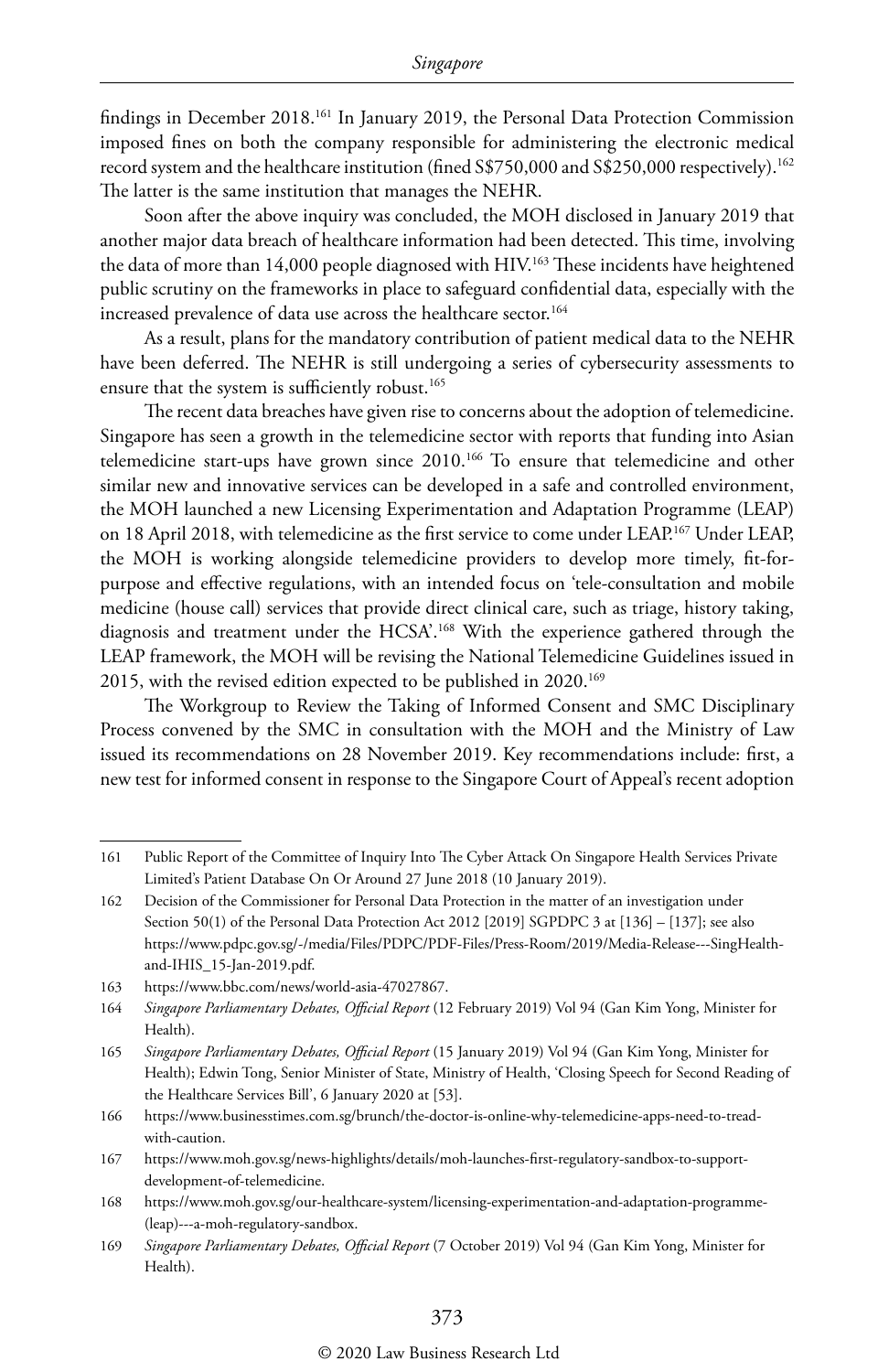findings in December 2018.[161] In January 2019, the Personal Data Protection Commission imposed fines on both the company responsible for administering the electronic medical record system and the healthcare institution (fined S$750,000 and S$250,000 respectively).[162] The latter is the same institution that manages the NEHR.

Soon after the above inquiry was concluded, the MOH disclosed in January 2019 that another major data breach of healthcare information had been detected. This time, involving the data of more than 14,000 people diagnosed with HIV.[163] These incidents have heightened public scrutiny on the frameworks in place to safeguard confidential data, especially with the increased prevalence of data use across the healthcare sector.[164]

As a result, plans for the mandatory contribution of patient medical data to the NEHR have been deferred. The NEHR is still undergoing a series of cybersecurity assessments to ensure that the system is sufficiently robust.[165]

The recent data breaches have given rise to concerns about the adoption of telemedicine. Singapore has seen a growth in the telemedicine sector with reports that funding into Asian telemedicine start-ups have grown since 2010.[166] To ensure that telemedicine and other similar new and innovative services can be developed in a safe and controlled environment, the MOH launched a new Licensing Experimentation and Adaptation Programme (LEAP) on 18 April 2018, with telemedicine as the first service to come under LEAP.[167] Under LEAP, the MOH is working alongside telemedicine providers to develop more timely, fit-for-purpose and effective regulations, with an intended focus on 'tele-consultation and mobile medicine (house call) services that provide direct clinical care, such as triage, history taking, diagnosis and treatment under the HCSA'.[168] With the experience gathered through the LEAP framework, the MOH will be revising the National Telemedicine Guidelines issued in 2015, with the revised edition expected to be published in 2020.[169]

The Workgroup to Review the Taking of Informed Consent and SMC Disciplinary Process convened by the SMC in consultation with the MOH and the Ministry of Law issued its recommendations on 28 November 2019. Key recommendations include: first, a new test for informed consent in response to the Singapore Court of Appeal's recent adoption

---

161 Public Report of the Committee of Inquiry Into The Cyber Attack On Singapore Health Services Private Limited's Patient Database On Or Around 27 June 2018 (10 January 2019).

162 Decision of the Commissioner for Personal Data Protection in the matter of an investigation under Section 50(1) of the Personal Data Protection Act 2012 [2019] SGPDPC 3 at [136] – [137]; see also https://www.pdpc.gov.sg/-/media/Files/PDPC/PDF-Files/Press-Room/2019/Media-Release---SingHealth-and-IHIS_15-Jan-2019.pdf.

163 https://www.bbc.com/news/world-asia-47027867.

164 *Singapore Parliamentary Debates, Official Report* (12 February 2019) Vol 94 (Gan Kim Yong, Minister for Health).

165 *Singapore Parliamentary Debates, Official Report* (15 January 2019) Vol 94 (Gan Kim Yong, Minister for Health); Edwin Tong, Senior Minister of State, Ministry of Health, 'Closing Speech for Second Reading of the Healthcare Services Bill', 6 January 2020 at [53].

166 https://www.businesstimes.com.sg/brunch/the-doctor-is-online-why-telemedicine-apps-need-to-tread-with-caution.

167 https://www.moh.gov.sg/news-highlights/details/moh-launches-first-regulatory-sandbox-to-support-development-of-telemedicine.

168 https://www.moh.gov.sg/our-healthcare-system/licensing-experimentation-and-adaptation-programme-(leap)---a-moh-regulatory-sandbox.

169 *Singapore Parliamentary Debates, Official Report* (7 October 2019) Vol 94 (Gan Kim Yong, Minister for Health).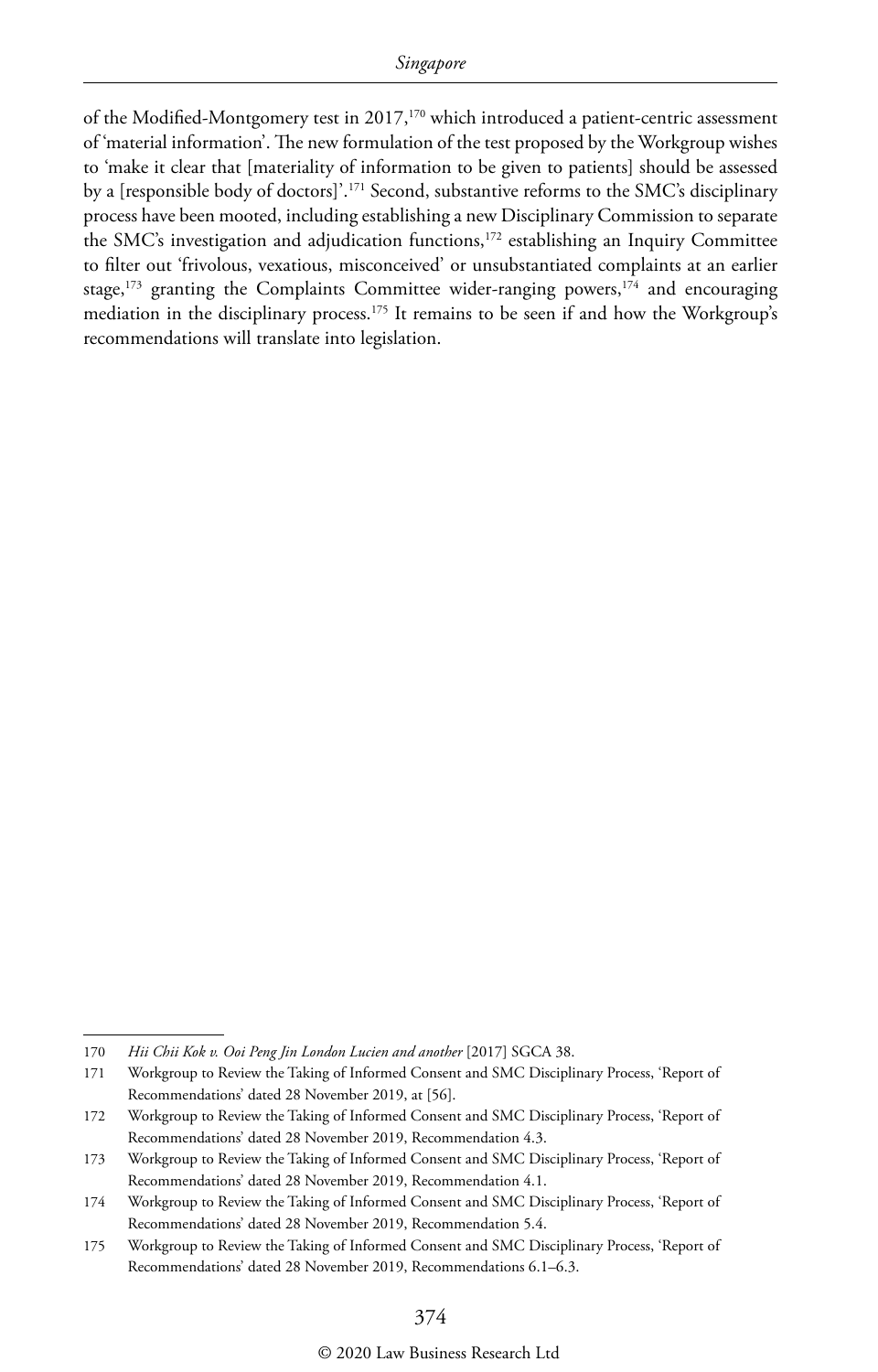of the Modified-Montgomery test in 2017,[170] which introduced a patient-centric assessment of 'material information'. The new formulation of the test proposed by the Workgroup wishes to 'make it clear that [materiality of information to be given to patients] should be assessed by a [responsible body of doctors]'.[171] Second, substantive reforms to the SMC's disciplinary process have been mooted, including establishing a new Disciplinary Commission to separate the SMC's investigation and adjudication functions,[172] establishing an Inquiry Committee to filter out 'frivolous, vexatious, misconceived' or unsubstantiated complaints at an earlier stage,[173] granting the Complaints Committee wider-ranging powers,[174] and encouraging mediation in the disciplinary process.[175] It remains to be seen if and how the Workgroup's recommendations will translate into legislation.

---

170 *Hii Chii Kok v. Ooi Peng Jin London Lucien and another* [2017] SGCA 38.

171 Workgroup to Review the Taking of Informed Consent and SMC Disciplinary Process, 'Report of Recommendations' dated 28 November 2019, at [56].

172 Workgroup to Review the Taking of Informed Consent and SMC Disciplinary Process, 'Report of Recommendations' dated 28 November 2019, Recommendation 4.3.

173 Workgroup to Review the Taking of Informed Consent and SMC Disciplinary Process, 'Report of Recommendations' dated 28 November 2019, Recommendation 4.1.

174 Workgroup to Review the Taking of Informed Consent and SMC Disciplinary Process, 'Report of Recommendations' dated 28 November 2019, Recommendation 5.4.

175 Workgroup to Review the Taking of Informed Consent and SMC Disciplinary Process, 'Report of Recommendations' dated 28 November 2019, Recommendations 6.1–6.3.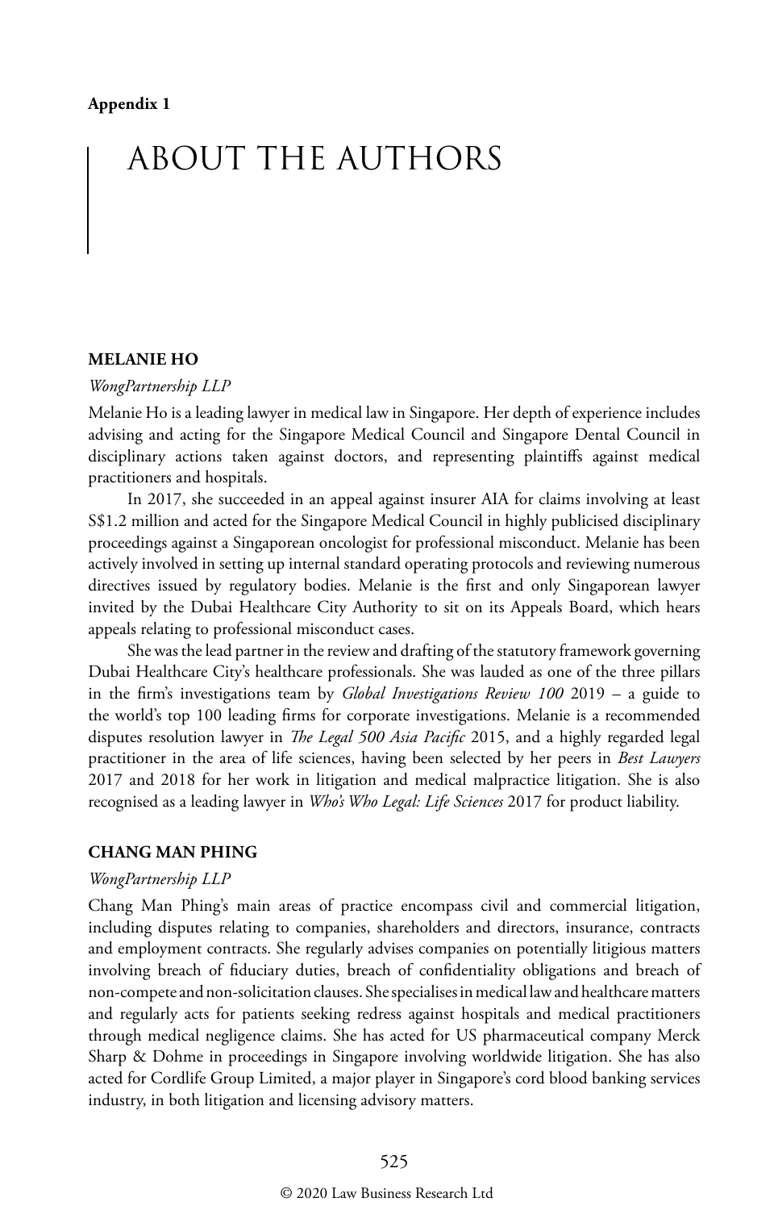Appendix 1

# ABOUT THE AUTHORS

### MELANIE HO

*WongPartnership LLP*

Melanie Ho is a leading lawyer in medical law in Singapore. Her depth of experience includes advising and acting for the Singapore Medical Council and Singapore Dental Council in disciplinary actions taken against doctors, and representing plaintiffs against medical practitioners and hospitals.

In 2017, she succeeded in an appeal against insurer AIA for claims involving at least S$1.2 million and acted for the Singapore Medical Council in highly publicised disciplinary proceedings against a Singaporean oncologist for professional misconduct. Melanie has been actively involved in setting up internal standard operating protocols and reviewing numerous directives issued by regulatory bodies. Melanie is the first and only Singaporean lawyer invited by the Dubai Healthcare City Authority to sit on its Appeals Board, which hears appeals relating to professional misconduct cases.

She was the lead partner in the review and drafting of the statutory framework governing Dubai Healthcare City's healthcare professionals. She was lauded as one of the three pillars in the firm's investigations team by *Global Investigations Review 100* 2019 – a guide to the world's top 100 leading firms for corporate investigations. Melanie is a recommended disputes resolution lawyer in *The Legal 500 Asia Pacific* 2015, and a highly regarded legal practitioner in the area of life sciences, having been selected by her peers in *Best Lawyers* 2017 and 2018 for her work in litigation and medical malpractice litigation. She is also recognised as a leading lawyer in *Who's Who Legal: Life Sciences* 2017 for product liability.

### CHANG MAN PHING

*WongPartnership LLP*

Chang Man Phing's main areas of practice encompass civil and commercial litigation, including disputes relating to companies, shareholders and directors, insurance, contracts and employment contracts. She regularly advises companies on potentially litigious matters involving breach of fiduciary duties, breach of confidentiality obligations and breach of non-compete and non-solicitation clauses. She specialises in medical law and healthcare matters and regularly acts for patients seeking redress against hospitals and medical practitioners through medical negligence claims. She has acted for US pharmaceutical company Merck Sharp & Dohme in proceedings in Singapore involving worldwide litigation. She has also acted for Cordlife Group Limited, a major player in Singapore's cord blood banking services industry, in both litigation and licensing advisory matters.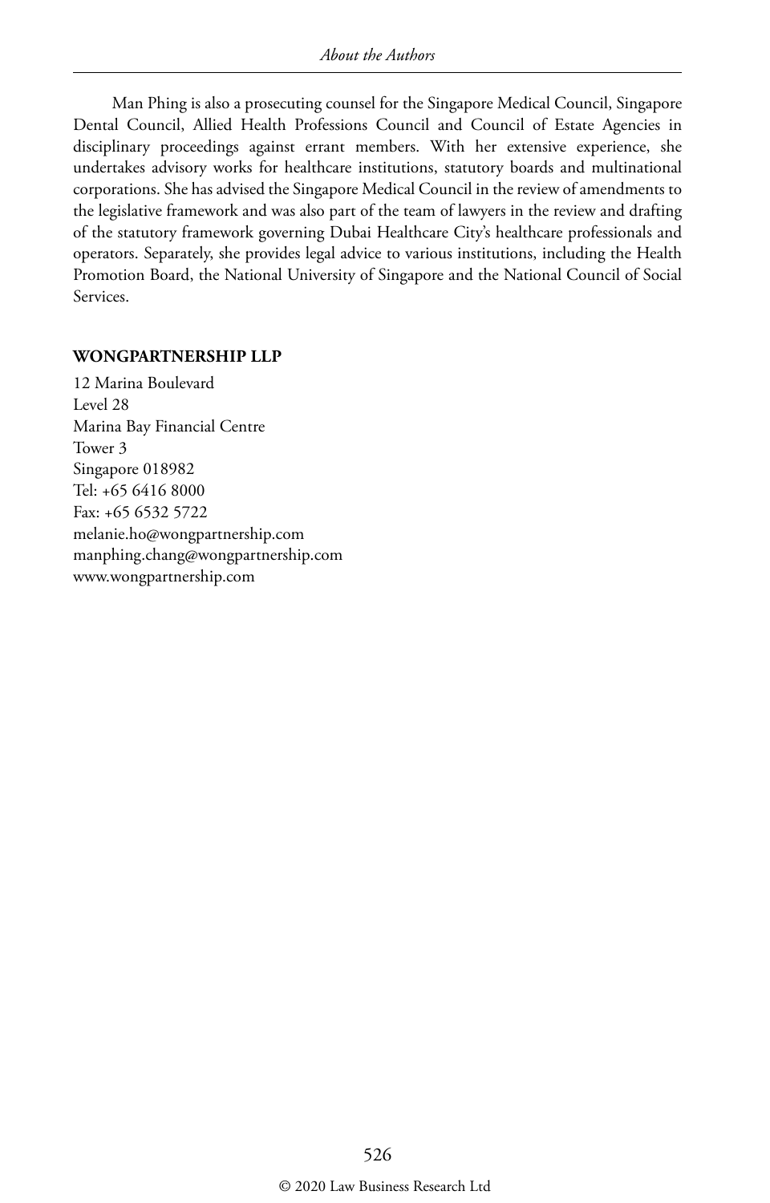Man Phing is also a prosecuting counsel for the Singapore Medical Council, Singapore Dental Council, Allied Health Professions Council and Council of Estate Agencies in disciplinary proceedings against errant members. With her extensive experience, she undertakes advisory works for healthcare institutions, statutory boards and multinational corporations. She has advised the Singapore Medical Council in the review of amendments to the legislative framework and was also part of the team of lawyers in the review and drafting of the statutory framework governing Dubai Healthcare City's healthcare professionals and operators. Separately, she provides legal advice to various institutions, including the Health Promotion Board, the National University of Singapore and the National Council of Social Services.

**WONGPARTNERSHIP LLP**

12 Marina Boulevard
Level 28
Marina Bay Financial Centre
Tower 3
Singapore 018982
Tel: +65 6416 8000
Fax: +65 6532 5722
melanie.ho@wongpartnership.com
manphing.chang@wongpartnership.com
www.wongpartnership.com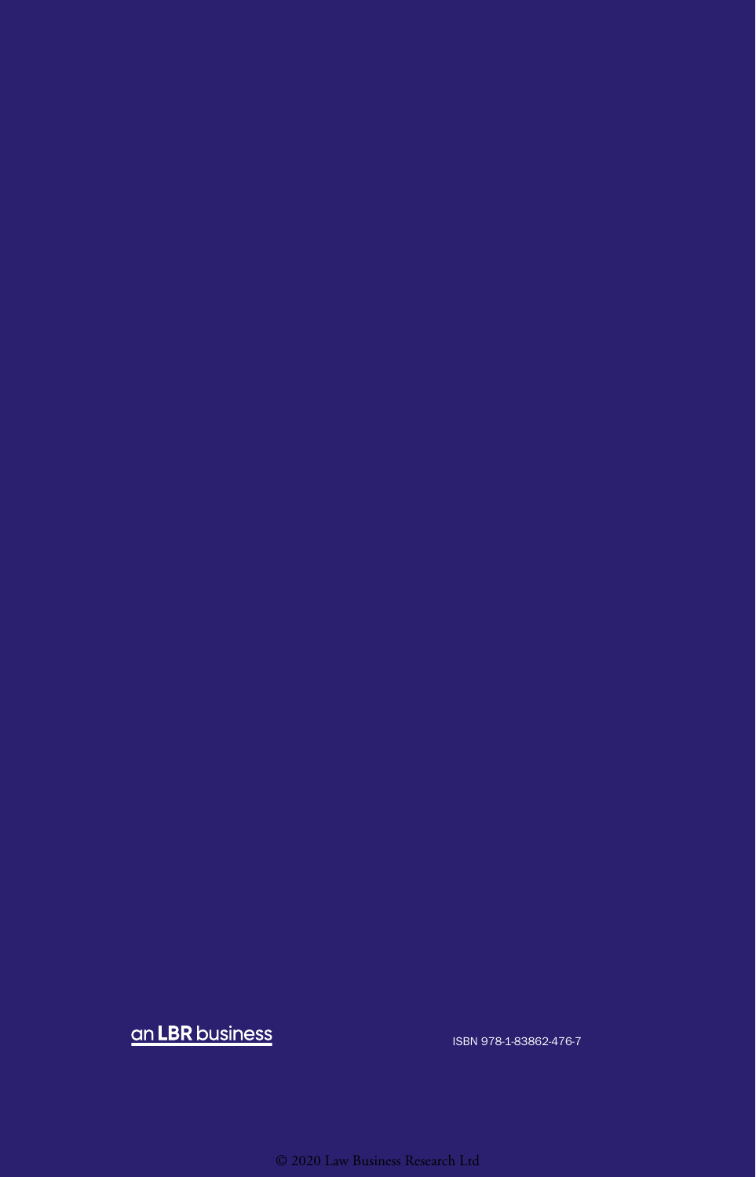an LBR business

ISBN 978-1-83862-476-7

© 2020 Law Business Research Ltd